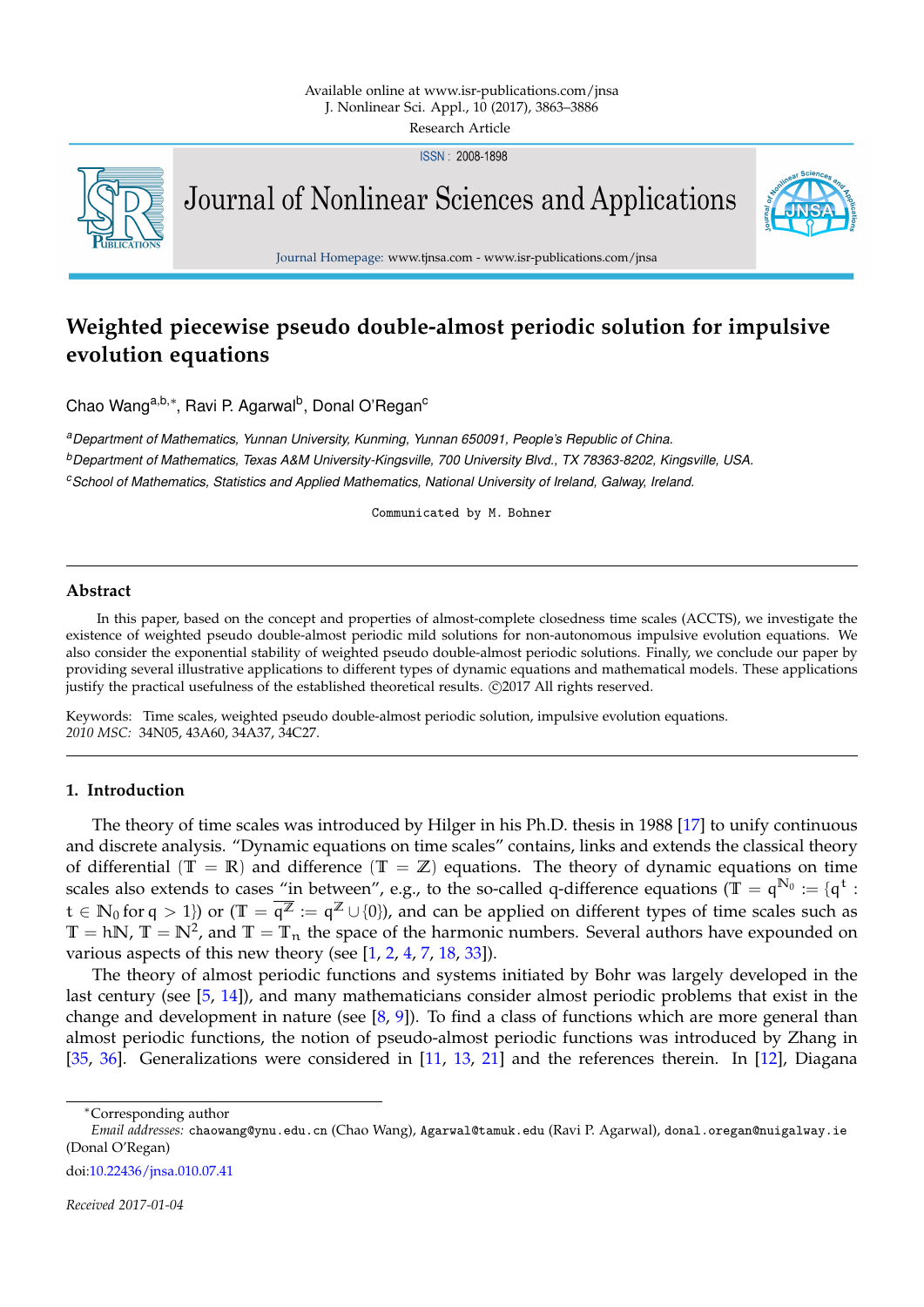Available online at www.isr-publications.com/jnsa
J. Nonlinear Sci. Appl., 10 (2017), 3863–3886
Research Article

ISSN: 2008-1898

Journal of Nonlinear Sciences and Applications

Journal Homepage: www.tjnsa.com - www.isr-publications.com/jnsa

# Weighted piecewise pseudo double-almost periodic solution for impulsive evolution equations

Chao Wang[a,b,*], Ravi P. Agarwal[b], Donal O'Regan[c]

[a]Department of Mathematics, Yunnan University, Kunming, Yunnan 650091, People's Republic of China.
[b]Department of Mathematics, Texas A&M University-Kingsville, 700 University Blvd., TX 78363-8202, Kingsville, USA.
[c]School of Mathematics, Statistics and Applied Mathematics, National University of Ireland, Galway, Ireland.

Communicated by M. Bohner

## Abstract

In this paper, based on the concept and properties of almost-complete closedness time scales (ACCTS), we investigate the existence of weighted pseudo double-almost periodic mild solutions for non-autonomous impulsive evolution equations. We also consider the exponential stability of weighted pseudo double-almost periodic solutions. Finally, we conclude our paper by providing several illustrative applications to different types of dynamic equations and mathematical models. These applications justify the practical usefulness of the established theoretical results. ©2017 All rights reserved.

Keywords: Time scales, weighted pseudo double-almost periodic solution, impulsive evolution equations.
*2010 MSC:* 34N05, 43A60, 34A37, 34C27.

## 1. Introduction

The theory of time scales was introduced by Hilger in his Ph.D. thesis in 1988 [17] to unify continuous and discrete analysis. "Dynamic equations on time scales" contains, links and extends the classical theory of differential ($\mathbb{T} = \mathbb{R}$) and difference ($\mathbb{T} = \mathbb{Z}$) equations. The theory of dynamic equations on time scales also extends to cases "in between", e.g., to the so-called q-difference equations ($\mathbb{T} = q^{\mathbb{N}_0} := \{q^t : t \in \mathbb{N}_0 \text{ for } q > 1\}$) or ($\mathbb{T} = \overline{q^{\mathbb{Z}}} := q^{\mathbb{Z}} \cup \{0\}$), and can be applied on different types of time scales such as $\mathbb{T} = h\mathbb{N}$, $\mathbb{T} = \mathbb{N}^2$, and $\mathbb{T} = \mathbb{T}_n$ the space of the harmonic numbers. Several authors have expounded on various aspects of this new theory (see [1, 2, 4, 7, 18, 33]).

The theory of almost periodic functions and systems initiated by Bohr was largely developed in the last century (see [5, 14]), and many mathematicians consider almost periodic problems that exist in the change and development in nature (see [8, 9]). To find a class of functions which are more general than almost periodic functions, the notion of pseudo-almost periodic functions was introduced by Zhang in [35, 36]. Generalizations were considered in [11, 13, 21] and the references therein. In [12], Diagana

---

*Corresponding author
*Email addresses:* chaowang@ynu.edu.cn (Chao Wang), Agarwal@tamuk.edu (Ravi P. Agarwal), donal.oregan@nuigalway.ie (Donal O'Regan)

doi:10.22436/jnsa.010.07.41

*Received 2017-01-04*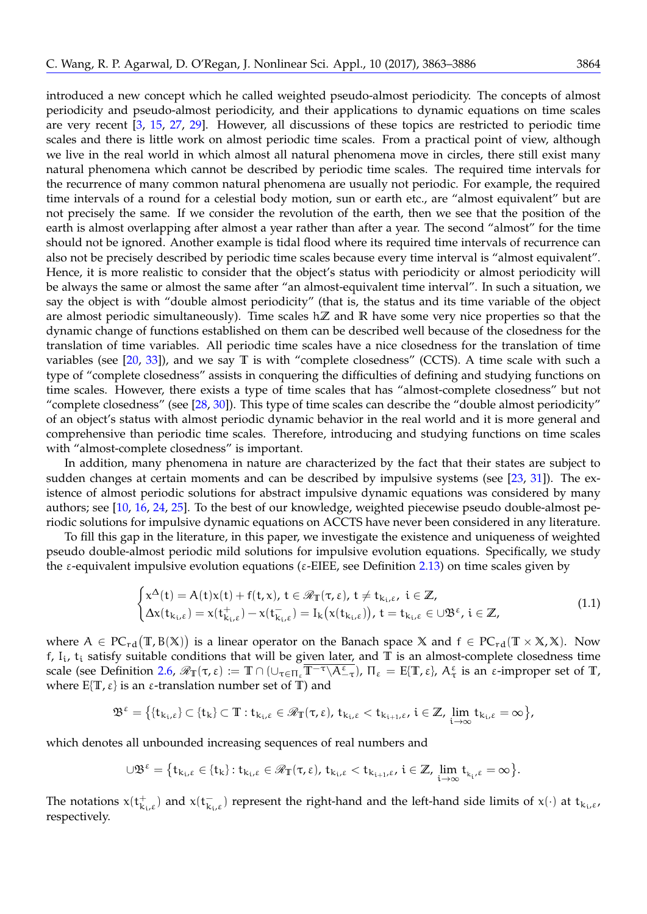introduced a new concept which he called weighted pseudo-almost periodicity. The concepts of almost periodicity and pseudo-almost periodicity, and their applications to dynamic equations on time scales are very recent [3, 15, 27, 29]. However, all discussions of these topics are restricted to periodic time scales and there is little work on almost periodic time scales. From a practical point of view, although we live in the real world in which almost all natural phenomena move in circles, there still exist many natural phenomena which cannot be described by periodic time scales. The required time intervals for the recurrence of many common natural phenomena are usually not periodic. For example, the required time intervals of a round for a celestial body motion, sun or earth etc., are "almost equivalent" but are not precisely the same. If we consider the revolution of the earth, then we see that the position of the earth is almost overlapping after almost a year rather than after a year. The second "almost" for the time should not be ignored. Another example is tidal flood where its required time intervals of recurrence can also not be precisely described by periodic time scales because every time interval is "almost equivalent". Hence, it is more realistic to consider that the object's status with periodicity or almost periodicity will be always the same or almost the same after "an almost-equivalent time interval". In such a situation, we say the object is with "double almost periodicity" (that is, the status and its time variable of the object are almost periodic simultaneously). Time scales $h\mathbb{Z}$ and $\mathbb{R}$ have some very nice properties so that the dynamic change of functions established on them can be described well because of the closedness for the translation of time variables. All periodic time scales have a nice closedness for the translation of time variables (see [20, 33]), and we say $\mathbb{T}$ is with "complete closedness" (CCTS). A time scale with such a type of "complete closedness" assists in conquering the difficulties of defining and studying functions on time scales. However, there exists a type of time scales that has "almost-complete closedness" but not "complete closedness" (see [28, 30]). This type of time scales can describe the "double almost periodicity" of an object's status with almost periodic dynamic behavior in the real world and it is more general and comprehensive than periodic time scales. Therefore, introducing and studying functions on time scales with "almost-complete closedness" is important.

In addition, many phenomena in nature are characterized by the fact that their states are subject to sudden changes at certain moments and can be described by impulsive systems (see [23, 31]). The existence of almost periodic solutions for abstract impulsive dynamic equations was considered by many authors; see [10, 16, 24, 25]. To the best of our knowledge, weighted piecewise pseudo double-almost periodic solutions for impulsive dynamic equations on ACCTS have never been considered in any literature.

To fill this gap in the literature, in this paper, we investigate the existence and uniqueness of weighted pseudo double-almost periodic mild solutions for impulsive evolution equations. Specifically, we study the $\varepsilon$-equivalent impulsive evolution equations ($\varepsilon$-EIEE, see Definition 2.13) on time scales given by

$$\begin{cases} x^{\Delta}(t) = A(t)x(t) + f(t,x),\ t \in \mathscr{R}_{\mathbb{T}}(\tau,\varepsilon),\ t \neq t_{k_i,\varepsilon},\ i \in \mathbb{Z}, \\ \Delta x(t_{k_i,\varepsilon}) = x(t^+_{k_i,\varepsilon}) - x(t^-_{k_i,\varepsilon}) = I_k\big(x(t_{k_i,\varepsilon})\big),\ t = t_{k_i,\varepsilon} \in \cup\mathfrak{B}^{\varepsilon},\ i \in \mathbb{Z}, \end{cases} \tag{1.1}$$

where $A \in PC_{rd}\big(\mathbb{T}, B(\mathbb{X})\big)$ is a linear operator on the Banach space $\mathbb{X}$ and $f \in PC_{rd}(\mathbb{T} \times \mathbb{X}, \mathbb{X})$. Now $f$, $I_i$, $t_i$ satisfy suitable conditions that will be given later, and $\mathbb{T}$ is an almost-complete closedness time scale (see Definition 2.6, $\mathscr{R}_{\mathbb{T}}(\tau,\varepsilon) := \mathbb{T} \cap (\cup_{\tau\in\Pi_\varepsilon} \overline{\mathbb{T}^{-\tau}\backslash A^{\varepsilon}_{-\tau}})$, $\Pi_\varepsilon = E\{\mathbb{T},\varepsilon\}$, $A^{\varepsilon}_{\tau}$ is an $\varepsilon$-improper set of $\mathbb{T}$, where $E\{\mathbb{T},\varepsilon\}$ is an $\varepsilon$-translation number set of $\mathbb{T}$) and

$$\mathfrak{B}^{\varepsilon} = \big\{\{t_{k_i,\varepsilon}\} \subset \{t_k\} \subset \mathbb{T} : t_{k_i,\varepsilon} \in \mathscr{R}_{\mathbb{T}}(\tau,\varepsilon),\ t_{k_i,\varepsilon} < t_{k_{i+1},\varepsilon},\ i \in \mathbb{Z},\ \lim_{i\to\infty} t_{k_i,\varepsilon} = \infty\big\},$$

which denotes all unbounded increasing sequences of real numbers and

$$\cup\mathfrak{B}^{\varepsilon} = \big\{t_{k_i,\varepsilon} \in \{t_k\} : t_{k_i,\varepsilon} \in \mathscr{R}_{\mathbb{T}}(\tau,\varepsilon),\ t_{k_i,\varepsilon} < t_{k_{i+1},\varepsilon},\ i \in \mathbb{Z},\ \lim_{i\to\infty} t_{k_i,\varepsilon} = \infty\big\}.$$

The notations $x(t^+_{k_i,\varepsilon})$ and $x(t^-_{k_i,\varepsilon})$ represent the right-hand and the left-hand side limits of $x(\cdot)$ at $t_{k_i,\varepsilon}$, respectively.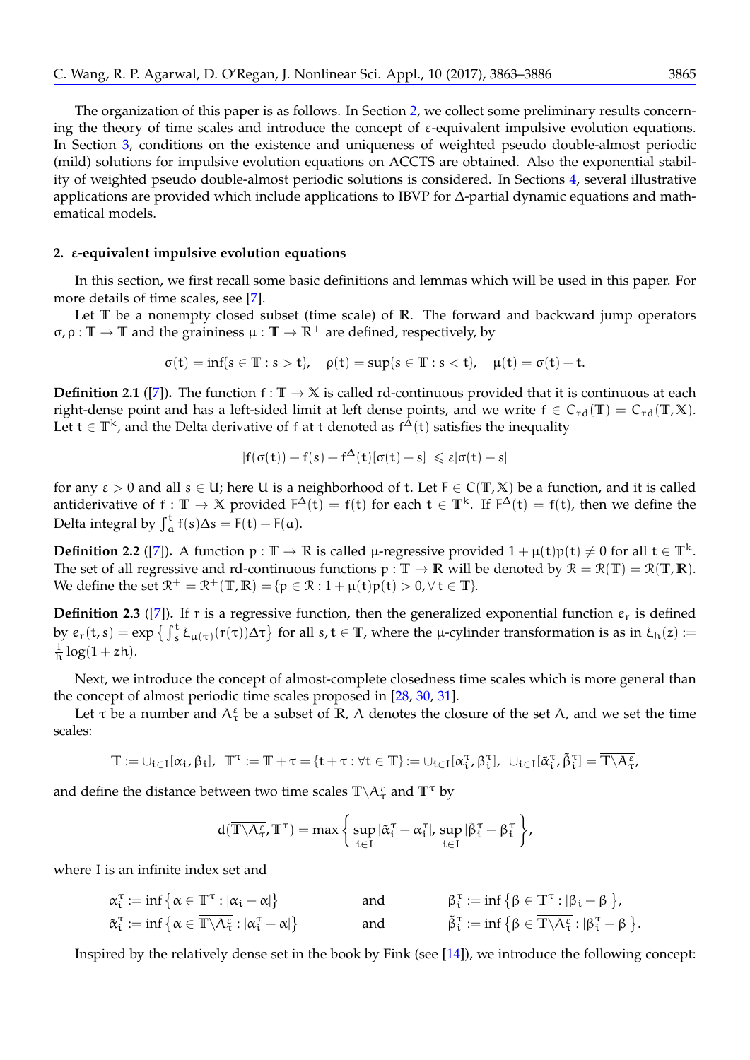The organization of this paper is as follows. In Section 2, we collect some preliminary results concerning the theory of time scales and introduce the concept of $\varepsilon$-equivalent impulsive evolution equations. In Section 3, conditions on the existence and uniqueness of weighted pseudo double-almost periodic (mild) solutions for impulsive evolution equations on ACCTS are obtained. Also the exponential stability of weighted pseudo double-almost periodic solutions is considered. In Sections 4, several illustrative applications are provided which include applications to IBVP for $\Delta$-partial dynamic equations and mathematical models.

## 2. $\varepsilon$-equivalent impulsive evolution equations

In this section, we first recall some basic definitions and lemmas which will be used in this paper. For more details of time scales, see [7].

Let $\mathbb{T}$ be a nonempty closed subset (time scale) of $\mathbb{R}$. The forward and backward jump operators $\sigma, \rho : \mathbb{T} \to \mathbb{T}$ and the graininess $\mu : \mathbb{T} \to \mathbb{R}^+$ are defined, respectively, by

$$\sigma(t) = \inf\{s \in \mathbb{T} : s > t\}, \quad \rho(t) = \sup\{s \in \mathbb{T} : s < t\}, \quad \mu(t) = \sigma(t) - t.$$

**Definition 2.1** ([7])**.** The function $f : \mathbb{T} \to \mathbb{X}$ is called rd-continuous provided that it is continuous at each right-dense point and has a left-sided limit at left dense points, and we write $f \in C_{rd}(\mathbb{T}) = C_{rd}(\mathbb{T}, \mathbb{X})$. Let $t \in \mathbb{T}^k$, and the Delta derivative of f at t denoted as $f^\Delta(t)$ satisfies the inequality

$$|f(\sigma(t)) - f(s) - f^\Delta(t)[\sigma(t) - s]| \leqslant \varepsilon|\sigma(t) - s|$$

for any $\varepsilon > 0$ and all $s \in U$; here U is a neighborhood of t. Let $F \in C(\mathbb{T}, \mathbb{X})$ be a function, and it is called antiderivative of $f : \mathbb{T} \to \mathbb{X}$ provided $F^\Delta(t) = f(t)$ for each $t \in \mathbb{T}^k$. If $F^\Delta(t) = f(t)$, then we define the Delta integral by $\int_a^t f(s)\Delta s = F(t) - F(a)$.

**Definition 2.2** ([7])**.** A function $p : \mathbb{T} \to \mathbb{R}$ is called $\mu$-regressive provided $1 + \mu(t)p(t) \neq 0$ for all $t \in \mathbb{T}^k$. The set of all regressive and rd-continuous functions $p : \mathbb{T} \to \mathbb{R}$ will be denoted by $\mathcal{R} = \mathcal{R}(\mathbb{T}) = \mathcal{R}(\mathbb{T}, \mathbb{R})$. We define the set $\mathcal{R}^+ = \mathcal{R}^+(\mathbb{T}, \mathbb{R}) = \{p \in \mathcal{R} : 1 + \mu(t)p(t) > 0, \forall t \in \mathbb{T}\}$.

**Definition 2.3** ([7])**.** If r is a regressive function, then the generalized exponential function $e_r$ is defined by $e_r(t, s) = \exp\left\{\int_s^t \xi_{\mu(\tau)}(r(\tau))\Delta\tau\right\}$ for all $s, t \in \mathbb{T}$, where the $\mu$-cylinder transformation is as in $\xi_h(z) := \frac{1}{h}\log(1 + zh)$.

Next, we introduce the concept of almost-complete closedness time scales which is more general than the concept of almost periodic time scales proposed in [28, 30, 31].

Let $\tau$ be a number and $A_\tau^\varepsilon$ be a subset of $\mathbb{R}$, $\overline{A}$ denotes the closure of the set A, and we set the time scales:

$$\mathbb{T} := \cup_{i \in I}[\alpha_i, \beta_i], \ \ \mathbb{T}^\tau := \mathbb{T} + \tau = \{t + \tau : \forall t \in \mathbb{T}\} := \cup_{i \in I}[\alpha_i^\tau, \beta_i^\tau], \ \ \cup_{i \in I}[\tilde{\alpha}_i^\tau, \tilde{\beta}_i^\tau] = \overline{\mathbb{T} \backslash A_\tau^\varepsilon},$$

and define the distance between two time scales $\overline{\mathbb{T} \backslash A_\tau^\varepsilon}$ and $\mathbb{T}^\tau$ by

$$d(\overline{\mathbb{T} \backslash A_\tau^\varepsilon}, \mathbb{T}^\tau) = \max\left\{\sup_{i \in I}|\tilde{\alpha}_i^\tau - \alpha_i^\tau|, \sup_{i \in I}|\tilde{\beta}_i^\tau - \beta_i^\tau|\right\},$$

where I is an infinite index set and

$$\alpha_i^\tau := \inf\left\{\alpha \in \mathbb{T}^\tau : |\alpha_i - \alpha|\right\} \quad \text{and} \quad \beta_i^\tau := \inf\left\{\beta \in \mathbb{T}^\tau : |\beta_i - \beta|\right\},$$

$$\tilde{\alpha}_i^\tau := \inf\left\{\alpha \in \overline{\mathbb{T} \backslash A_\tau^\varepsilon} : |\alpha_i^\tau - \alpha|\right\} \quad \text{and} \quad \tilde{\beta}_i^\tau := \inf\left\{\beta \in \overline{\mathbb{T} \backslash A_\tau^\varepsilon} : |\beta_i^\tau - \beta|\right\}.$$

Inspired by the relatively dense set in the book by Fink (see [14]), we introduce the following concept: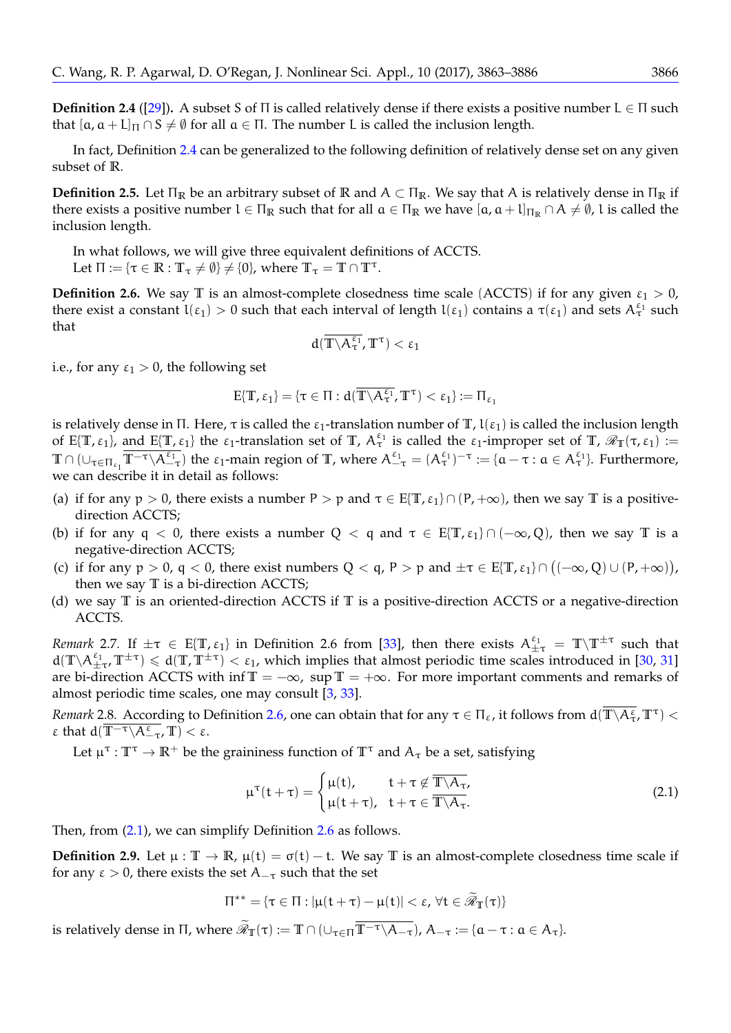**Definition 2.4** ([29]). A subset S of $\Pi$ is called relatively dense if there exists a positive number $L \in \Pi$ such that $[a, a+L]_{\Pi} \cap S \neq \emptyset$ for all $a \in \Pi$. The number L is called the inclusion length.

In fact, Definition 2.4 can be generalized to the following definition of relatively dense set on any given subset of $\mathbb{R}$.

**Definition 2.5.** Let $\Pi_{\mathbb{R}}$ be an arbitrary subset of $\mathbb{R}$ and $A \subset \Pi_{\mathbb{R}}$. We say that A is relatively dense in $\Pi_{\mathbb{R}}$ if there exists a positive number $l \in \Pi_{\mathbb{R}}$ such that for all $a \in \Pi_{\mathbb{R}}$ we have $[a, a+l]_{\Pi_{\mathbb{R}}} \cap A \neq \emptyset$, $l$ is called the inclusion length.

In what follows, we will give three equivalent definitions of ACCTS.

Let $\Pi := \{\tau \in \mathbb{R} : \mathbb{T}_\tau \neq \emptyset\} \neq \{0\}$, where $\mathbb{T}_\tau = \mathbb{T} \cap \mathbb{T}^\tau$.

**Definition 2.6.** We say $\mathbb{T}$ is an almost-complete closedness time scale (ACCTS) if for any given $\varepsilon_1 > 0$, there exist a constant $l(\varepsilon_1) > 0$ such that interval of length $l(\varepsilon_1)$ contains a $\tau(\varepsilon_1)$ and sets $A_\tau^{\varepsilon_1}$ such that

$$d(\overline{\mathbb{T}\backslash A_\tau^{\varepsilon_1}}, \mathbb{T}^\tau) < \varepsilon_1$$

i.e., for any $\varepsilon_1 > 0$, the following set

$$E\{\mathbb{T}, \varepsilon_1\} = \{\tau \in \Pi : d(\overline{\mathbb{T}\backslash A_\tau^{\varepsilon_1}}, \mathbb{T}^\tau) < \varepsilon_1\} := \Pi_{\varepsilon_1}$$

is relatively dense in $\Pi$. Here, $\tau$ is called the $\varepsilon_1$-translation number of $\mathbb{T}$, $l(\varepsilon_1)$ is called the inclusion length of $E\{\mathbb{T}, \varepsilon_1\}$, and $E\{\mathbb{T}, \varepsilon_1\}$ the $\varepsilon_1$-translation set of $\mathbb{T}$, $A_\tau^{\varepsilon_1}$ is called the $\varepsilon_1$-improper set of $\mathbb{T}$, $\mathscr{R}_{\mathbb{T}}(\tau, \varepsilon_1) := \mathbb{T} \cap (\cup_{\tau \in \Pi_{\varepsilon_1}} \overline{\mathbb{T}^{-\tau}\backslash A_{-\tau}^{\varepsilon_1}})$ the $\varepsilon_1$-main region of $\mathbb{T}$, where $A_{-\tau}^{\varepsilon_1} = (A_\tau^{\varepsilon_1})^{-\tau} := \{a - \tau : a \in A_\tau^{\varepsilon_1}\}$. Furthermore, we can describe it in detail as follows:

(a) if for any $p > 0$, there exists a number $P > p$ and $\tau \in E\{\mathbb{T}, \varepsilon_1\} \cap (P, +\infty)$, then we say $\mathbb{T}$ is a positive-direction ACCTS;

(b) if for any $q < 0$, there exists a number $Q < q$ and $\tau \in E\{\mathbb{T}, \varepsilon_1\} \cap (-\infty, Q)$, then we say $\mathbb{T}$ is a negative-direction ACCTS;

(c) if for any $p > 0$, $q < 0$, there exist numbers $Q < q$, $P > p$ and $\pm\tau \in E\{\mathbb{T}, \varepsilon_1\} \cap \big((-\infty, Q) \cup (P, +\infty)\big)$, then we say $\mathbb{T}$ is a bi-direction ACCTS;

(d) we say $\mathbb{T}$ is an oriented-direction ACCTS if $\mathbb{T}$ is a positive-direction ACCTS or a negative-direction ACCTS.

*Remark* 2.7. If $\pm\tau \in E\{\mathbb{T}, \varepsilon_1\}$ in Definition 2.6 from [33], then there exists $A_{\pm\tau}^{\varepsilon_1} = \mathbb{T}\backslash\mathbb{T}^{\pm\tau}$ such that $d(\mathbb{T}\backslash A_{\pm\tau}^{\varepsilon_1}, \mathbb{T}^{\pm\tau}) \leqslant d(\mathbb{T}, \mathbb{T}^{\pm\tau}) < \varepsilon_1$, which implies that almost periodic time scales introduced in [30, 31] are bi-direction ACCTS with $\inf \mathbb{T} = -\infty$, $\sup \mathbb{T} = +\infty$. For more important comments and remarks of almost periodic time scales, one may consult [3, 33].

*Remark* 2.8. According to Definition 2.6, one can obtain that for any $\tau \in \Pi_\varepsilon$, it follows from $d(\overline{\mathbb{T}\backslash A_\tau^\varepsilon}, \mathbb{T}^\tau) < \varepsilon$ that $d(\overline{\mathbb{T}^{-\tau}\backslash A_{-\tau}^\varepsilon}, \mathbb{T}) < \varepsilon$.

Let $\mu^\tau : \mathbb{T}^\tau \to \mathbb{R}^+$ be the graininess function of $\mathbb{T}^\tau$ and $A_\tau$ be a set, satisfying

$$\mu^\tau(t+\tau) = \begin{cases} \mu(t), & t+\tau \notin \overline{\mathbb{T}\backslash A_\tau}, \\ \mu(t+\tau), & t+\tau \in \overline{\mathbb{T}\backslash A_\tau}. \end{cases} \tag{2.1}$$

Then, from (2.1), we can simplify Definition 2.6 as follows.

**Definition 2.9.** Let $\mu : \mathbb{T} \to \mathbb{R}$, $\mu(t) = \sigma(t) - t$. We say $\mathbb{T}$ is an almost-complete closedness time scale if for any $\varepsilon > 0$, there exists the set $A_{-\tau}$ such that the set

$$\Pi^{**} = \{\tau \in \Pi : |\mu(t+\tau) - \mu(t)| < \varepsilon, \ \forall t \in \widetilde{\mathscr{R}}_{\mathbb{T}}(\tau)\}$$

is relatively dense in $\Pi$, where $\widetilde{\mathscr{R}}_{\mathbb{T}}(\tau) := \mathbb{T} \cap (\cup_{\tau \in \Pi} \overline{\mathbb{T}^{-\tau}\backslash A_{-\tau}})$, $A_{-\tau} := \{a - \tau : a \in A_\tau\}$.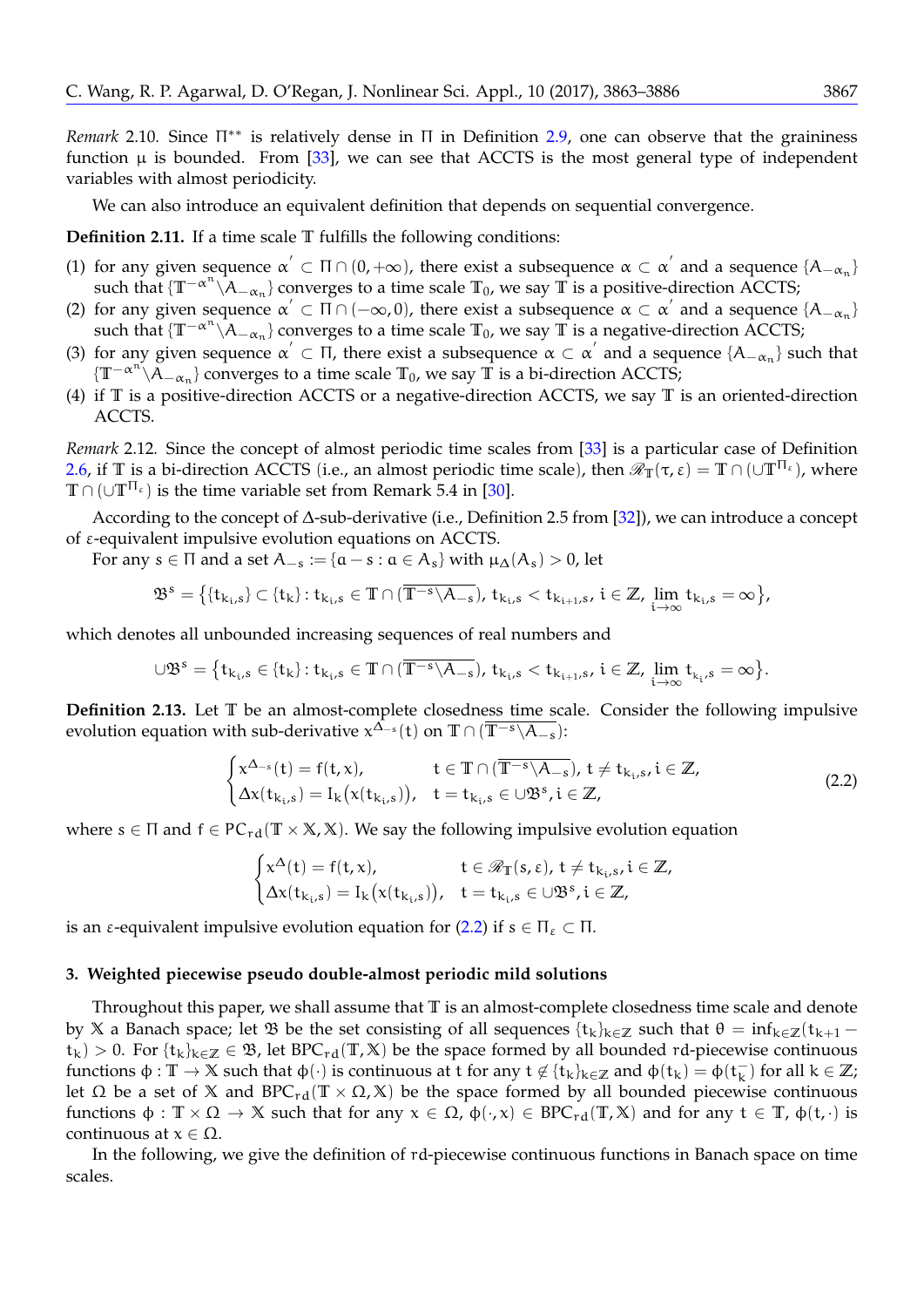*Remark* 2.10. Since $\Pi^{**}$ is relatively dense in $\Pi$ in Definition 2.9, one can observe that the graininess function $\mu$ is bounded. From [33], we can see that ACCTS is the most general type of independent variables with almost periodicity.

We can also introduce an equivalent definition that depends on sequential convergence.

**Definition 2.11.** If a time scale $\mathbb{T}$ fulfills the following conditions:

1. for any given sequence $\alpha' \subset \Pi \cap (0, +\infty)$, there exist a subsequence $\alpha \subset \alpha'$ and a sequence $\{A_{-\alpha_n}\}$ such that $\{\mathbb{T}^{-\alpha^n} \backslash A_{-\alpha_n}\}$ converges to a time scale $\mathbb{T}_0$, we say $\mathbb{T}$ is a positive-direction ACCTS;
2. for any given sequence $\alpha' \subset \Pi \cap (-\infty, 0)$, there exist a subsequence $\alpha \subset \alpha'$ and a sequence $\{A_{-\alpha_n}\}$ such that $\{\mathbb{T}^{-\alpha^n} \backslash A_{-\alpha_n}\}$ converges to a time scale $\mathbb{T}_0$, we say $\mathbb{T}$ is a negative-direction ACCTS;
3. for any given sequence $\alpha' \subset \Pi$, there exist a subsequence $\alpha \subset \alpha'$ and a sequence $\{A_{-\alpha_n}\}$ such that $\{\mathbb{T}^{-\alpha^n} \backslash A_{-\alpha_n}\}$ converges to a time scale $\mathbb{T}_0$, we say $\mathbb{T}$ is a bi-direction ACCTS;
4. if $\mathbb{T}$ is a positive-direction ACCTS or a negative-direction ACCTS, we say $\mathbb{T}$ is an oriented-direction ACCTS.

*Remark* 2.12. Since the concept of almost periodic time scales from [33] is a particular case of Definition 2.6, if $\mathbb{T}$ is a bi-direction ACCTS (i.e., an almost periodic time scale), then $\mathscr{R}_{\mathbb{T}}(\tau, \varepsilon) = \mathbb{T} \cap (\cup \mathbb{T}^{\Pi_\varepsilon})$, where $\mathbb{T} \cap (\cup \mathbb{T}^{\Pi_\varepsilon})$ is the time variable set from Remark 5.4 in [30].

According to the concept of $\Delta$-sub-derivative (i.e., Definition 2.5 from [32]), we can introduce a concept of $\varepsilon$-equivalent impulsive evolution equations on ACCTS.

For any $s \in \Pi$ and a set $A_{-s} := \{a - s : a \in A_s\}$ with $\mu_\Delta(A_s) > 0$, let

$$\mathfrak{B}^s = \Big\{\{t_{k_i,s}\} \subset \{t_k\} : t_{k_i,s} \in \mathbb{T} \cap (\overline{\mathbb{T}^{-s} \backslash A_{-s}}),\ t_{k_i,s} < t_{k_{i+1},s},\ i \in \mathbb{Z},\ \lim_{i \to \infty} t_{k_i,s} = \infty\Big\},$$

which denotes all unbounded increasing sequences of real numbers and

$$\cup \mathfrak{B}^s = \Big\{t_{k_i,s} \in \{t_k\} : t_{k_i,s} \in \mathbb{T} \cap (\overline{\mathbb{T}^{-s} \backslash A_{-s}}),\ t_{k_i,s} < t_{k_{i+1},s},\ i \in \mathbb{Z},\ \lim_{i \to \infty} t_{k_i,s} = \infty\Big\}.$$

**Definition 2.13.** Let $\mathbb{T}$ be an almost-complete closedness time scale. Consider the following impulsive evolution equation with sub-derivative $x^{\Delta_{-s}}(t)$ on $\mathbb{T} \cap (\overline{\mathbb{T}^{-s} \backslash A_{-s}})$:

$$\begin{cases} x^{\Delta_{-s}}(t) = f(t, x), & t \in \mathbb{T} \cap (\overline{\mathbb{T}^{-s} \backslash A_{-s}}),\ t \neq t_{k_i,s}, i \in \mathbb{Z}, \\ \Delta x(t_{k_i,s}) = I_k\big(x(t_{k_i,s})\big), & t = t_{k_i,s} \in \cup \mathfrak{B}^s, i \in \mathbb{Z}, \end{cases} \tag{2.2}$$

where $s \in \Pi$ and $f \in PC_{rd}(\mathbb{T} \times \mathbb{X}, \mathbb{X})$. We say the following impulsive evolution equation

$$\begin{cases} x^{\Delta}(t) = f(t, x), & t \in \mathscr{R}_{\mathbb{T}}(s, \varepsilon),\ t \neq t_{k_i,s}, i \in \mathbb{Z}, \\ \Delta x(t_{k_i,s}) = I_k\big(x(t_{k_i,s})\big), & t = t_{k_i,s} \in \cup \mathfrak{B}^s, i \in \mathbb{Z}, \end{cases}$$

is an $\varepsilon$-equivalent impulsive evolution equation for (2.2) if $s \in \Pi_\varepsilon \subset \Pi$.

### 3. Weighted piecewise pseudo double-almost periodic mild solutions

Throughout this paper, we shall assume that $\mathbb{T}$ is an almost-complete closedness time scale and denote by $\mathbb{X}$ a Banach space; let $\mathfrak{B}$ be the set consisting of all sequences $\{t_k\}_{k \in \mathbb{Z}}$ such that $\theta = \inf_{k \in \mathbb{Z}}(t_{k+1} - t_k) > 0$. For $\{t_k\}_{k \in \mathbb{Z}} \in \mathfrak{B}$, let $BPC_{rd}(\mathbb{T}, \mathbb{X})$ be the space formed by all bounded rd-piecewise continuous functions $\phi : \mathbb{T} \to \mathbb{X}$ such that $\phi(\cdot)$ is continuous at $t$ for any $t \notin \{t_k\}_{k \in \mathbb{Z}}$ and $\phi(t_k) = \phi(t_k^-)$ for all $k \in \mathbb{Z}$; let $\Omega$ be a set of $\mathbb{X}$ and $BPC_{rd}(\mathbb{T} \times \Omega, \mathbb{X})$ be the space formed by all bounded piecewise continuous functions $\phi : \mathbb{T} \times \Omega \to \mathbb{X}$ such that for any $x \in \Omega$, $\phi(\cdot, x) \in BPC_{rd}(\mathbb{T}, \mathbb{X})$ and for any $t \in \mathbb{T}$, $\phi(t, \cdot)$ is continuous at $x \in \Omega$.

In the following, we give the definition of rd-piecewise continuous functions in Banach space on time scales.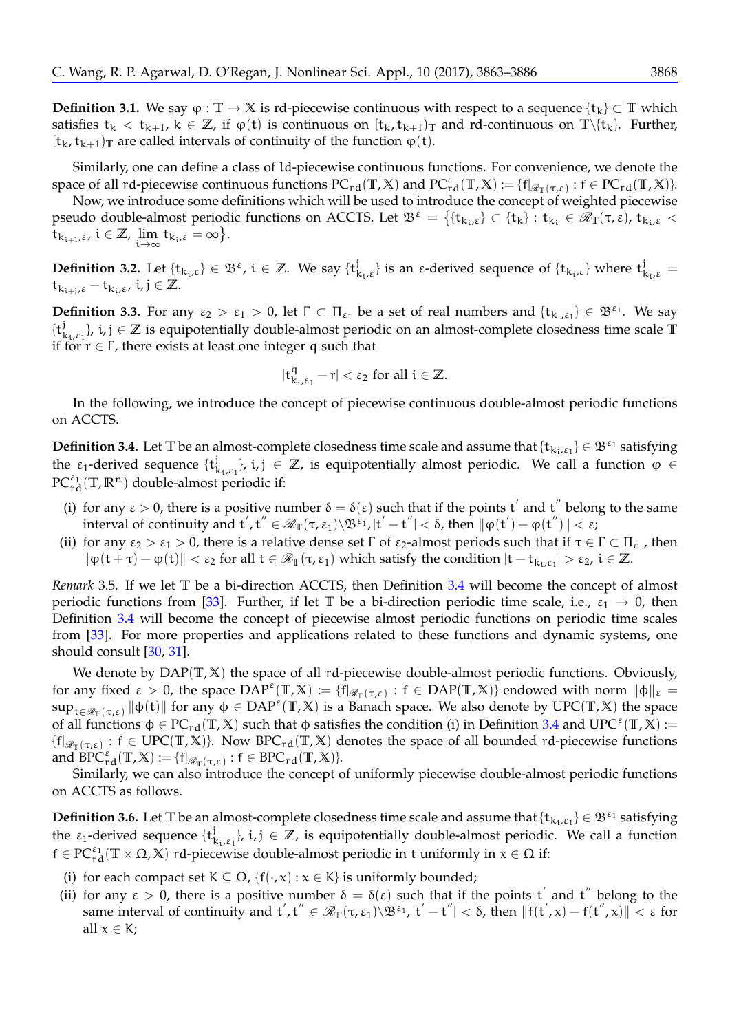**Definition 3.1.** We say $\varphi : \mathbb{T} \to \mathbb{X}$ is rd-piecewise continuous with respect to a sequence $\{t_k\} \subset \mathbb{T}$ which satisfies $t_k < t_{k+1}$, $k \in \mathbb{Z}$, if $\varphi(t)$ is continuous on $[t_k, t_{k+1})_{\mathbb{T}}$ and rd-continuous on $\mathbb{T}\backslash\{t_k\}$. Further, $[t_k, t_{k+1})_{\mathbb{T}}$ are called intervals of continuity of the function $\varphi(t)$.

Similarly, one can define a class of ld-piecewise continuous functions. For convenience, we denote the space of all rd-piecewise continuous functions $PC_{rd}(\mathbb{T}, \mathbb{X})$ and $PC^{\varepsilon}_{rd}(\mathbb{T}, \mathbb{X}) := \{f|_{\mathscr{R}_{\mathbb{T}}(\tau,\varepsilon)} : f \in PC_{rd}(\mathbb{T}, \mathbb{X})\}$.

Now, we introduce some definitions which will be used to introduce the concept of weighted piecewise pseudo double-almost periodic functions on ACCTS. Let $\mathfrak{B}^{\varepsilon} = \big\{\{t_{k_i,\varepsilon}\} \subset \{t_k\} : t_{k_i} \in \mathscr{R}_{\mathbb{T}}(\tau, \varepsilon),\ t_{k_i,\varepsilon} < t_{k_{i+1},\varepsilon},\ i \in \mathbb{Z},\ \lim_{i\to\infty} t_{k_i,\varepsilon} = \infty\big\}$.

**Definition 3.2.** Let $\{t_{k_i,\varepsilon}\} \in \mathfrak{B}^{\varepsilon}$, $i \in \mathbb{Z}$. We say $\{t^j_{k_i,\varepsilon}\}$ is an $\varepsilon$-derived sequence of $\{t_{k_i,\varepsilon}\}$ where $t^j_{k_i,\varepsilon} = t_{k_{i+j},\varepsilon} - t_{k_i,\varepsilon}$, $i, j \in \mathbb{Z}$.

**Definition 3.3.** For any $\varepsilon_2 > \varepsilon_1 > 0$, let $\Gamma \subset \Pi_{\varepsilon_1}$ be a set of real numbers and $\{t_{k_i,\varepsilon_1}\} \in \mathfrak{B}^{\varepsilon_1}$. We say $\{t^j_{k_i,\varepsilon_1}\}$, $i, j \in \mathbb{Z}$ is equipotentially double-almost periodic on an almost-complete closedness time scale $\mathbb{T}$ if for $r \in \Gamma$, there exists at least one integer $q$ such that

$$|t^q_{k_i,\varepsilon_1} - r| < \varepsilon_2 \text{ for all } i \in \mathbb{Z}.$$

In the following, we introduce the concept of piecewise continuous double-almost periodic functions on ACCTS.

**Definition 3.4.** Let $\mathbb{T}$ be an almost-complete closedness time scale and assume that $\{t_{k_i,\varepsilon_1}\} \in \mathfrak{B}^{\varepsilon_1}$ satisfying the $\varepsilon_1$-derived sequence $\{t^j_{k_i,\varepsilon_1}\}$, $i, j \in \mathbb{Z}$, is equipotentially almost periodic. We call a function $\varphi \in PC^{\varepsilon_1}_{rd}(\mathbb{T}, \mathbb{R}^n)$ double-almost periodic if:

(i) for any $\varepsilon > 0$, there is a positive number $\delta = \delta(\varepsilon)$ such that if the points $t'$ and $t''$ belong to the same interval of continuity and $t', t'' \in \mathscr{R}_{\mathbb{T}}(\tau, \varepsilon_1)\backslash\mathfrak{B}^{\varepsilon_1}, |t' - t''| < \delta$, then $\|\varphi(t') - \varphi(t'')\| < \varepsilon$;

(ii) for any $\varepsilon_2 > \varepsilon_1 > 0$, there is a relative dense set $\Gamma$ of $\varepsilon_2$-almost periods such that if $\tau \in \Gamma \subset \Pi_{\varepsilon_1}$, then $\|\varphi(t + \tau) - \varphi(t)\| < \varepsilon_2$ for all $t \in \mathscr{R}_{\mathbb{T}}(\tau, \varepsilon_1)$ which satisfy the condition $|t - t_{k_i,\varepsilon_1}| > \varepsilon_2$, $i \in \mathbb{Z}$.

*Remark* 3.5. If we let $\mathbb{T}$ be a bi-direction ACCTS, then Definition 3.4 will become the concept of almost periodic functions from [33]. Further, if let $\mathbb{T}$ be a bi-direction periodic time scale, i.e., $\varepsilon_1 \to 0$, then Definition 3.4 will become the concept of piecewise almost periodic functions on periodic time scales from [33]. For more properties and applications related to these functions and dynamic systems, one should consult [30, 31].

We denote by $DAP(\mathbb{T}, \mathbb{X})$ the space of all rd-piecewise double-almost periodic functions. Obviously, for any fixed $\varepsilon > 0$, the space $DAP^{\varepsilon}(\mathbb{T}, \mathbb{X}) := \{f|_{\mathscr{R}_{\mathbb{T}}(\tau,\varepsilon)} : f \in DAP(\mathbb{T}, \mathbb{X})\}$ endowed with norm $\|\phi\|_{\varepsilon} = \sup_{t\in\mathscr{R}_{\mathbb{T}}(\tau,\varepsilon)} \|\phi(t)\|$ for any $\phi \in DAP^{\varepsilon}(\mathbb{T}, \mathbb{X})$ is a Banach space. We also denote by $UPC(\mathbb{T}, \mathbb{X})$ the space of all functions $\phi \in PC_{rd}(\mathbb{T}, \mathbb{X})$ such that $\phi$ satisfies the condition (i) in Definition 3.4 and $UPC^{\varepsilon}(\mathbb{T}, \mathbb{X}) := \{f|_{\mathscr{R}_{\mathbb{T}}(\tau,\varepsilon)} : f \in UPC(\mathbb{T}, \mathbb{X})\}$. Now $BPC_{rd}(\mathbb{T}, \mathbb{X})$ denotes the space of all bounded rd-piecewise functions and $BPC^{\varepsilon}_{rd}(\mathbb{T}, \mathbb{X}) := \{f|_{\mathscr{R}_{\mathbb{T}}(\tau,\varepsilon)} : f \in BPC_{rd}(\mathbb{T}, \mathbb{X})\}$.

Similarly, we can also introduce the concept of uniformly piecewise double-almost periodic functions on ACCTS as follows.

**Definition 3.6.** Let $\mathbb{T}$ be an almost-complete closedness time scale and assume that $\{t_{k_i,\varepsilon_1}\} \in \mathfrak{B}^{\varepsilon_1}$ satisfying the $\varepsilon_1$-derived sequence $\{t^j_{k_i,\varepsilon_1}\}$, $i, j \in \mathbb{Z}$, is equipotentially double-almost periodic. We call a function $f \in PC^{\varepsilon_1}_{rd}(\mathbb{T} \times \Omega, \mathbb{X})$ rd-piecewise double-almost periodic in $t$ uniformly in $x \in \Omega$ if:

(i) for each compact set $K \subseteq \Omega$, $\{f(\cdot, x) : x \in K\}$ is uniformly bounded;

(ii) for any $\varepsilon > 0$, there is a positive number $\delta = \delta(\varepsilon)$ such that if the points $t'$ and $t''$ belong to the same interval of continuity and $t', t'' \in \mathscr{R}_{\mathbb{T}}(\tau, \varepsilon_1)\backslash\mathfrak{B}^{\varepsilon_1}, |t' - t''| < \delta$, then $\|f(t', x) - f(t'', x)\| < \varepsilon$ for all $x \in K$;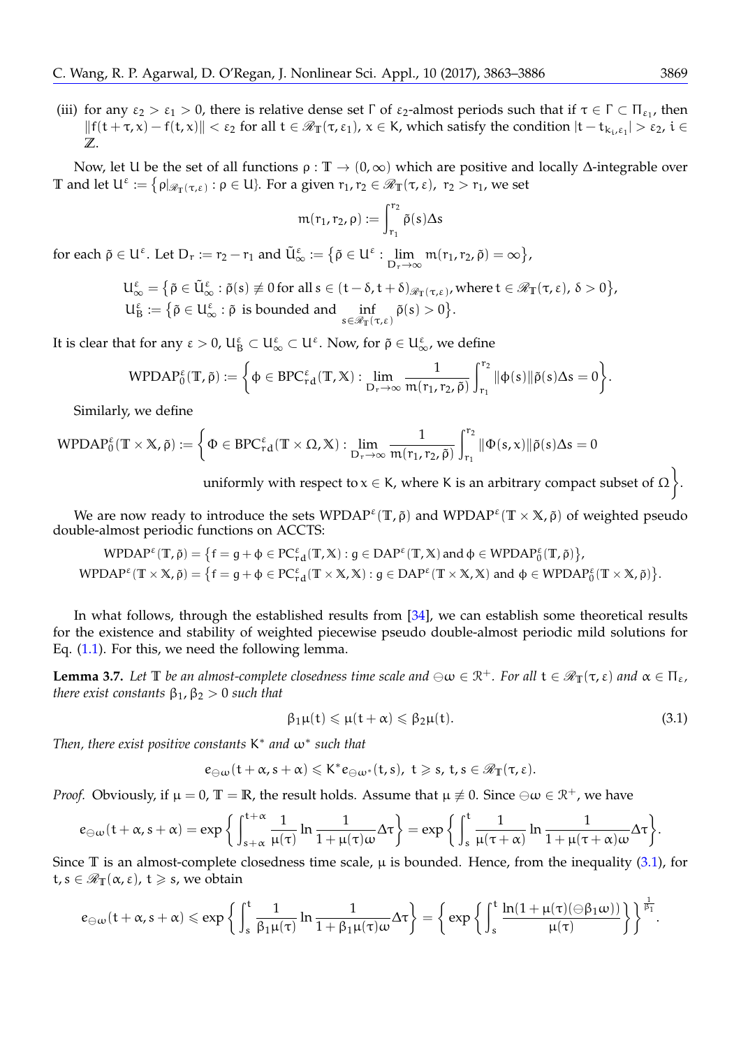(iii) for any $\varepsilon_2 > \varepsilon_1 > 0$, there is relative dense set $\Gamma$ of $\varepsilon_2$-almost periods such that if $\tau \in \Gamma \subset \Pi_{\varepsilon_1}$, then $\|f(t+\tau, x) - f(t, x)\| < \varepsilon_2$ for all $t \in \mathscr{R}_{\mathbb{T}}(\tau, \varepsilon_1)$, $x \in K$, which satisfy the condition $|t - t_{k_i, \varepsilon_1}| > \varepsilon_2$, $i \in \mathbb{Z}$.

Now, let $U$ be the set of all functions $\rho : \mathbb{T} \to (0, \infty)$ which are positive and locally $\Delta$-integrable over $\mathbb{T}$ and let $U^{\varepsilon} := \{\rho|_{\mathscr{R}_{\mathbb{T}}(\tau,\varepsilon)} : \rho \in U\}$. For a given $r_1, r_2 \in \mathscr{R}_{\mathbb{T}}(\tau, \varepsilon)$, $r_2 > r_1$, we set

$$m(r_1, r_2, \rho) := \int_{r_1}^{r_2} \tilde{\rho}(s) \Delta s$$

for each $\tilde{\rho} \in U^{\varepsilon}$. Let $D_r := r_2 - r_1$ and $\tilde{U}^{\varepsilon}_{\infty} := \{\tilde{\rho} \in U^{\varepsilon} : \lim_{D_r \to \infty} m(r_1, r_2, \tilde{\rho}) = \infty\}$,

$$U^{\varepsilon}_{\infty} = \{\tilde{\rho} \in \tilde{U}^{\varepsilon}_{\infty} : \tilde{\rho}(s) \not\equiv 0 \text{ for all } s \in (t-\delta, t+\delta)_{\mathscr{R}_{\mathbb{T}}(\tau,\varepsilon)}, \text{where } t \in \mathscr{R}_{\mathbb{T}}(\tau, \varepsilon),\ \delta > 0\},$$
$$U^{\varepsilon}_{B} := \{\tilde{\rho} \in U^{\varepsilon}_{\infty} : \tilde{\rho} \text{ is bounded and } \inf_{s \in \mathscr{R}_{\mathbb{T}}(\tau,\varepsilon)} \tilde{\rho}(s) > 0\}.$$

It is clear that for any $\varepsilon > 0$, $U^{\varepsilon}_{B} \subset U^{\varepsilon}_{\infty} \subset U^{\varepsilon}$. Now, for $\tilde{\rho} \in U^{\varepsilon}_{\infty}$, we define

$$\mathrm{WPDAP}^{\varepsilon}_0(\mathbb{T}, \tilde{\rho}) := \left\{\phi \in \mathrm{BPC}^{\varepsilon}_{rd}(\mathbb{T}, \mathbb{X}) : \lim_{D_r \to \infty} \frac{1}{m(r_1, r_2, \tilde{\rho})} \int_{r_1}^{r_2} \|\phi(s)\| \tilde{\rho}(s) \Delta s = 0\right\}.$$

Similarly, we define

$$\mathrm{WPDAP}^{\varepsilon}_0(\mathbb{T} \times \mathbb{X}, \tilde{\rho}) := \left\{\Phi \in \mathrm{BPC}^{\varepsilon}_{rd}(\mathbb{T} \times \Omega, \mathbb{X}) : \lim_{D_r \to \infty} \frac{1}{m(r_1, r_2, \tilde{\rho})} \int_{r_1}^{r_2} \|\Phi(s, x)\| \tilde{\rho}(s) \Delta s = 0 \right.$$
$$\left. \text{uniformly with respect to } x \in K, \text{ where } K \text{ is an arbitrary compact subset of } \Omega\right\}.$$

We are now ready to introduce the sets $\mathrm{WPDAP}^{\varepsilon}(\mathbb{T}, \tilde{\rho})$ and $\mathrm{WPDAP}^{\varepsilon}(\mathbb{T} \times \mathbb{X}, \tilde{\rho})$ of weighted pseudo double-almost periodic functions on ACCTS:

$$\mathrm{WPDAP}^{\varepsilon}(\mathbb{T}, \tilde{\rho}) = \{f = g + \phi \in \mathrm{PC}^{\varepsilon}_{rd}(\mathbb{T}, \mathbb{X}) : g \in \mathrm{DAP}^{\varepsilon}(\mathbb{T}, \mathbb{X}) \text{ and } \phi \in \mathrm{WPDAP}^{\varepsilon}_0(\mathbb{T}, \tilde{\rho})\},$$
$$\mathrm{WPDAP}^{\varepsilon}(\mathbb{T} \times \mathbb{X}, \tilde{\rho}) = \{f = g + \phi \in \mathrm{PC}^{\varepsilon}_{rd}(\mathbb{T} \times \mathbb{X}, \mathbb{X}) : g \in \mathrm{DAP}^{\varepsilon}(\mathbb{T} \times \mathbb{X}, \mathbb{X}) \text{ and } \phi \in \mathrm{WPDAP}^{\varepsilon}_0(\mathbb{T} \times \mathbb{X}, \tilde{\rho})\}.$$

In what follows, through the established results from [34], we can establish some theoretical results for the existence and stability of weighted piecewise pseudo double-almost periodic mild solutions for Eq. (1.1). For this, we need the following lemma.

**Lemma 3.7.** *Let $\mathbb{T}$ be an almost-complete closedness time scale and $\ominus\omega \in \mathcal{R}^+$. For all $t \in \mathscr{R}_{\mathbb{T}}(\tau, \varepsilon)$ and $\alpha \in \Pi_{\varepsilon}$, there exist constants $\beta_1, \beta_2 > 0$ such that*

$$\beta_1 \mu(t) \leqslant \mu(t + \alpha) \leqslant \beta_2 \mu(t). \tag{3.1}$$

*Then, there exist positive constants $K^*$ and $\omega^*$ such that*

$$e_{\ominus\omega}(t+\alpha, s+\alpha) \leqslant K^* e_{\ominus\omega^*}(t, s),\ t \geqslant s,\ t, s \in \mathscr{R}_{\mathbb{T}}(\tau, \varepsilon).$$

*Proof.* Obviously, if $\mu = 0$, $\mathbb{T} = \mathbb{R}$, the result holds. Assume that $\mu \not\equiv 0$. Since $\ominus\omega \in \mathcal{R}^+$, we have

$$e_{\ominus\omega}(t+\alpha, s+\alpha) = \exp\left\{\int_{s+\alpha}^{t+\alpha} \frac{1}{\mu(\tau)} \ln \frac{1}{1+\mu(\tau)\omega} \Delta\tau\right\} = \exp\left\{\int_{s}^{t} \frac{1}{\mu(\tau+\alpha)} \ln \frac{1}{1+\mu(\tau+\alpha)\omega} \Delta\tau\right\}.$$

Since $\mathbb{T}$ is an almost-complete closedness time scale, $\mu$ is bounded. Hence, from the inequality (3.1), for $t, s \in \mathscr{R}_{\mathbb{T}}(\alpha, \varepsilon)$, $t \geqslant s$, we obtain

$$e_{\ominus\omega}(t+\alpha, s+\alpha) \leqslant \exp\left\{\int_{s}^{t} \frac{1}{\beta_1 \mu(\tau)} \ln \frac{1}{1+\beta_1\mu(\tau)\omega} \Delta\tau\right\} = \left\{\exp\left\{\int_{s}^{t} \frac{\ln(1+\mu(\tau)(\ominus\beta_1\omega))}{\mu(\tau)}\right\}\right\}^{\frac{1}{\beta_1}}.$$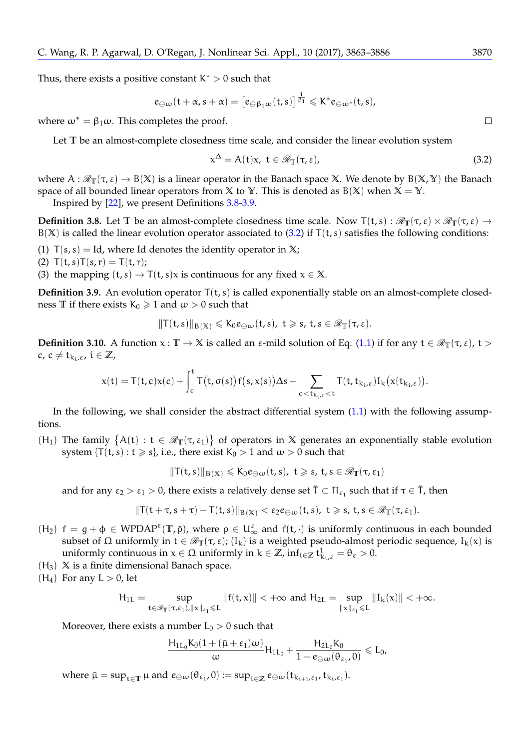Thus, there exists a positive constant $K^* > 0$ such that

$$e_{\ominus\omega}(t+\alpha, s+\alpha) = \left[e_{\ominus\beta_1\omega}(t,s)\right]^{\frac{1}{\beta_1}} \leqslant K^* e_{\ominus\omega^*}(t,s),$$

where $\omega^* = \beta_1\omega$. This completes the proof. □

Let $\mathbb{T}$ be an almost-complete closedness time scale, and consider the linear evolution system

$$x^{\Delta} = A(t)x, \ t \in \mathscr{R}_{\mathbb{T}}(\tau, \varepsilon), \tag{3.2}$$

where $A : \mathscr{R}_{\mathbb{T}}(\tau, \varepsilon) \to B(\mathbb{X})$ is a linear operator in the Banach space $\mathbb{X}$. We denote by $B(\mathbb{X}, \mathbb{Y})$ the Banach space of all bounded linear operators from $\mathbb{X}$ to $\mathbb{Y}$. This is denoted as $B(\mathbb{X})$ when $\mathbb{X} = \mathbb{Y}$.

Inspired by [22], we present Definitions 3.8-3.9.

**Definition 3.8.** Let $\mathbb{T}$ be an almost-complete closedness time scale. Now $T(t,s) : \mathscr{R}_{\mathbb{T}}(\tau, \varepsilon) \times \mathscr{R}_{\mathbb{T}}(\tau, \varepsilon) \to B(\mathbb{X})$ is called the linear evolution operator associated to (3.2) if $T(t,s)$ satisfies the following conditions:

(1) $T(s,s) = \mathrm{Id}$, where Id denotes the identity operator in $\mathbb{X}$;
(2) $T(t,s)T(s,r) = T(t,r)$;
(3) the mapping $(t,s) \to T(t,s)x$ is continuous for any fixed $x \in \mathbb{X}$.

**Definition 3.9.** An evolution operator $T(t,s)$ is called exponentially stable on an almost-complete closedness $\mathbb{T}$ if there exists $K_0 \geqslant 1$ and $\omega > 0$ such that

$$\|T(t,s)\|_{B(\mathbb{X})} \leqslant K_0 e_{\ominus\omega}(t,s), \ t \geqslant s, \ t,s \in \mathscr{R}_{\mathbb{T}}(\tau, \varepsilon).$$

**Definition 3.10.** A function $x : \mathbb{T} \to \mathbb{X}$ is called an $\varepsilon$-mild solution of Eq. (1.1) if for any $t \in \mathscr{R}_{\mathbb{T}}(\tau, \varepsilon)$, $t > c$, $c \neq t_{k_i,\varepsilon}$, $i \in \mathbb{Z}$,

$$x(t) = T(t,c)x(c) + \int_c^t T\big(t, \sigma(s)\big) f\big(s, x(s)\big)\Delta s + \sum_{c < t_{k_i,\varepsilon} < t} T(t, t_{k_i,\varepsilon}) I_k\big(x(t_{k_i,\varepsilon})\big).$$

In the following, we shall consider the abstract differential system (1.1) with the following assumptions.

$(H_1)$ The family $\{A(t) : t \in \mathscr{R}_{\mathbb{T}}(\tau, \varepsilon_1)\}$ of operators in $\mathbb{X}$ generates an exponentially stable evolution system $\{T(t,s) : t \geqslant s\}$, i.e., there exist $K_0 > 1$ and $\omega > 0$ such that

$$\|T(t,s)\|_{B(\mathbb{X})} \leqslant K_0 e_{\ominus\omega}(t,s), \ t \geqslant s, \ t,s \in \mathscr{R}_{\mathbb{T}}(\tau, \varepsilon_1)$$

and for any $\varepsilon_2 > \varepsilon_1 > 0$, there exists a relatively dense set $\bar{T} \subset \Pi_{\varepsilon_1}$ such that if $\tau \in \bar{T}$, then

$$\|T(t+\tau, s+\tau) - T(t,s)\|_{B(\mathbb{X})} < \varepsilon_2 e_{\ominus\omega}(t,s), \ t \geqslant s, \ t,s \in \mathscr{R}_{\mathbb{T}}(\tau, \varepsilon_1).$$

$(H_2)$ $f = g + \phi \in \mathrm{WPDAP}^{\varepsilon}(\mathbb{T}, \tilde{\rho})$, where $\rho \in U_{\infty}^{\varepsilon}$ and $f(t,\cdot)$ is uniformly continuous in each bounded subset of $\Omega$ uniformly in $t \in \mathscr{R}_{\mathbb{T}}(\tau, \varepsilon)$; $\{I_k\}$ is a weighted pseudo-almost periodic sequence, $I_k(x)$ is uniformly continuous in $x \in \Omega$ uniformly in $k \in \mathbb{Z}$, $\inf_{i \in \mathbb{Z}} t^1_{k_i,\varepsilon} = \theta_{\varepsilon} > 0$.

$(H_3)$ $\mathbb{X}$ is a finite dimensional Banach space.

$(H_4)$ For any $L > 0$, let

$$H_{1L} = \sup_{t \in \mathscr{R}_{\mathbb{T}}(\tau, \varepsilon_1), \|x\|_{\varepsilon_1} \leqslant L} \|f(t,x)\| < +\infty \text{ and } H_{2L} = \sup_{\|x\|_{\varepsilon_1} \leqslant L} \|I_k(x)\| < +\infty.$$

Moreover, there exists a number $L_0 > 0$ such that

$$\frac{H_{1L_0} K_0 (1 + (\bar{\mu} + \varepsilon_1)\omega)}{\omega} H_{1L_0} + \frac{H_{2L_0} K_0}{1 - e_{\ominus\omega}(\theta_{\varepsilon_1}, 0)} \leqslant L_0,$$

where $\bar{\mu} = \sup_{t \in \mathbb{T}} \mu$ and $e_{\ominus\omega}(\theta_{\varepsilon_1}, 0) := \sup_{i \in \mathbb{Z}} e_{\ominus\omega}(t_{k_{i+1},\varepsilon_1}, t_{k_i,\varepsilon_1})$.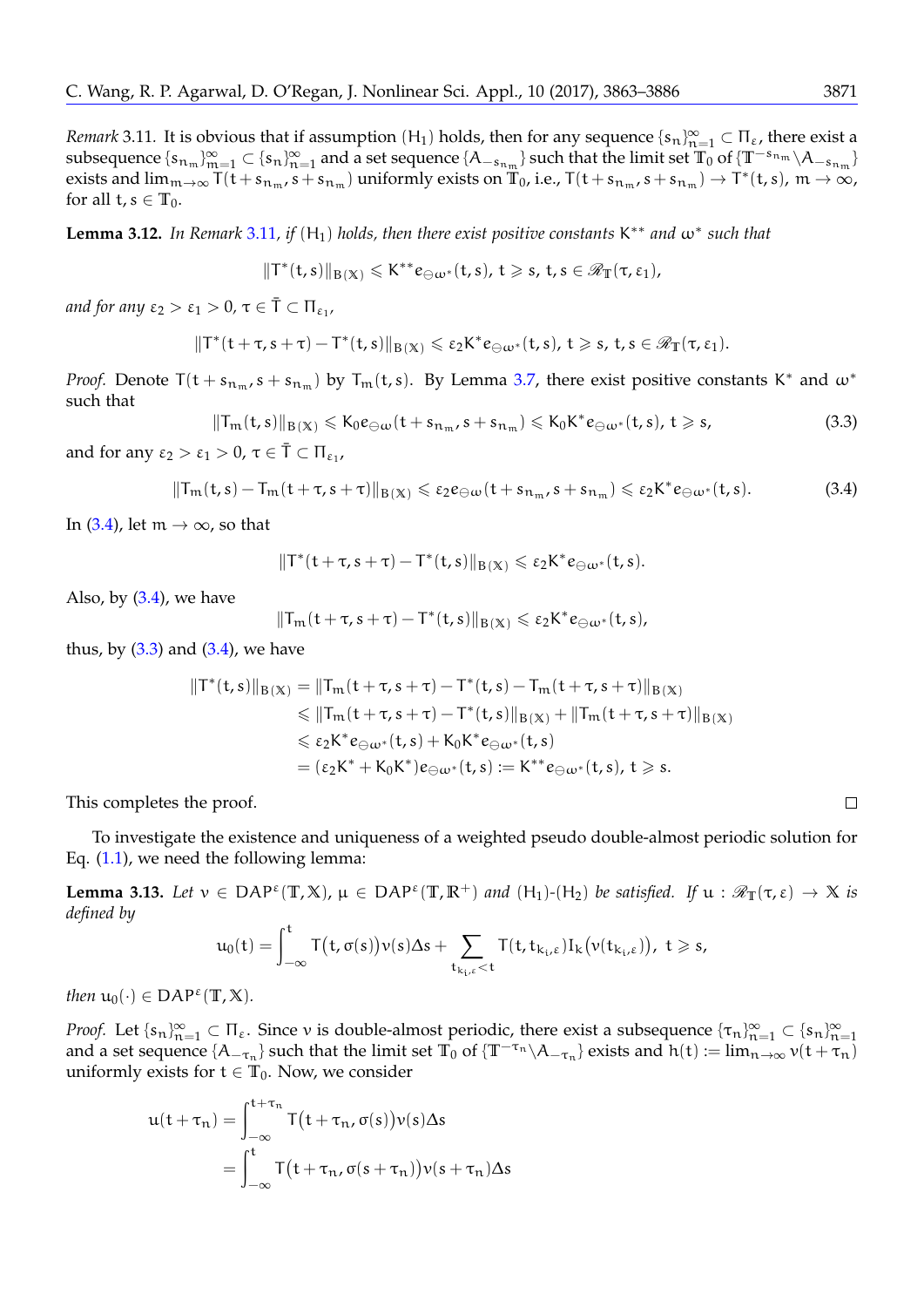*Remark* 3.11. It is obvious that if assumption $(H_1)$ holds, then for any sequence $\{s_n\}_{n=1}^{\infty} \subset \Pi_\varepsilon$, there exist a subsequence $\{s_{n_m}\}_{m=1}^{\infty} \subset \{s_n\}_{n=1}^{\infty}$ and a set sequence $\{A_{-s_{n_m}}\}$ such that the limit set $\mathbb{T}_0$ of $\{\mathbb{T}^{-s_{n_m}} \backslash A_{-s_{n_m}}\}$ exists and $\lim_{m\to\infty} T(t+s_{n_m}, s+s_{n_m})$ uniformly exists on $\mathbb{T}_0$, i.e., $T(t+s_{n_m}, s+s_{n_m}) \to T^*(t,s)$, $m \to \infty$, for all $t, s \in \mathbb{T}_0$.

**Lemma 3.12.** *In Remark 3.11, if $(H_1)$ holds, then there exist positive constants $K^{**}$ and $\omega^*$ such that*

$$\|T^*(t,s)\|_{B(\mathbb{X})} \leqslant K^{**} e_{\ominus\omega^*}(t,s), \ t \geqslant s, \ t, s \in \mathscr{R}_{\mathbb{T}}(\tau, \varepsilon_1),$$

*and for any $\varepsilon_2 > \varepsilon_1 > 0$, $\tau \in \bar{T} \subset \Pi_{\varepsilon_1}$,*

$$\|T^*(t+\tau, s+\tau) - T^*(t,s)\|_{B(\mathbb{X})} \leqslant \varepsilon_2 K^* e_{\ominus\omega^*}(t,s), \ t \geqslant s, \ t, s \in \mathscr{R}_{\mathbb{T}}(\tau, \varepsilon_1).$$

*Proof.* Denote $T(t+s_{n_m}, s+s_{n_m})$ by $T_m(t,s)$. By Lemma 3.7, there exist positive constants $K^*$ and $\omega^*$ such that

$$\|T_m(t,s)\|_{B(\mathbb{X})} \leqslant K_0 e_{\ominus\omega}(t+s_{n_m}, s+s_{n_m}) \leqslant K_0 K^* e_{\ominus\omega^*}(t,s), \ t \geqslant s, \tag{3.3}$$

and for any $\varepsilon_2 > \varepsilon_1 > 0$, $\tau \in \bar{T} \subset \Pi_{\varepsilon_1}$,

$$\|T_m(t,s) - T_m(t+\tau, s+\tau)\|_{B(\mathbb{X})} \leqslant \varepsilon_2 e_{\ominus\omega}(t+s_{n_m}, s+s_{n_m}) \leqslant \varepsilon_2 K^* e_{\ominus\omega^*}(t,s). \tag{3.4}$$

In (3.4), let $m \to \infty$, so that

$$\|T^*(t+\tau, s+\tau) - T^*(t,s)\|_{B(\mathbb{X})} \leqslant \varepsilon_2 K^* e_{\ominus\omega^*}(t,s).$$

Also, by (3.4), we have

$$\|T_m(t+\tau, s+\tau) - T^*(t,s)\|_{B(\mathbb{X})} \leqslant \varepsilon_2 K^* e_{\ominus\omega^*}(t,s),$$

thus, by (3.3) and (3.4), we have

$$\begin{aligned}
\|T^*(t,s)\|_{B(\mathbb{X})} &= \|T_m(t+\tau, s+\tau) - T^*(t,s) - T_m(t+\tau, s+\tau)\|_{B(\mathbb{X})} \\
&\leqslant \|T_m(t+\tau, s+\tau) - T^*(t,s)\|_{B(\mathbb{X})} + \|T_m(t+\tau, s+\tau)\|_{B(\mathbb{X})} \\
&\leqslant \varepsilon_2 K^* e_{\ominus\omega^*}(t,s) + K_0 K^* e_{\ominus\omega^*}(t,s) \\
&= (\varepsilon_2 K^* + K_0 K^*) e_{\ominus\omega^*}(t,s) := K^{**} e_{\ominus\omega^*}(t,s), \ t \geqslant s.
\end{aligned}$$

This completes the proof. □

To investigate the existence and uniqueness of a weighted pseudo double-almost periodic solution for Eq. (1.1), we need the following lemma:

**Lemma 3.13.** *Let $\nu \in DAP^{\varepsilon}(\mathbb{T}, \mathbb{X})$, $\mu \in DAP^{\varepsilon}(\mathbb{T}, \mathbb{R}^+)$ and $(H_1)$-$(H_2)$ be satisfied. If $u : \mathscr{R}_{\mathbb{T}}(\tau, \varepsilon) \to \mathbb{X}$ is defined by*

$$u_0(t) = \int_{-\infty}^{t} T\big(t, \sigma(s)\big)\nu(s)\Delta s + \sum_{t_{k_i,\varepsilon} < t} T(t, t_{k_i,\varepsilon}) I_k\big(\nu(t_{k_i,\varepsilon})\big), \ t \geqslant s,$$

*then $u_0(\cdot) \in DAP^{\varepsilon}(\mathbb{T}, \mathbb{X})$.*

*Proof.* Let $\{s_n\}_{n=1}^{\infty} \subset \Pi_\varepsilon$. Since $\nu$ is double-almost periodic, there exist a subsequence $\{\tau_n\}_{n=1}^{\infty} \subset \{s_n\}_{n=1}^{\infty}$ and a set sequence $\{A_{-\tau_n}\}$ such that the limit set $\mathbb{T}_0$ of $\{\mathbb{T}^{-\tau_n} \backslash A_{-\tau_n}\}$ exists and $h(t) := \lim_{n\to\infty} \nu(t+\tau_n)$ uniformly exists for $t \in \mathbb{T}_0$. Now, we consider

$$\begin{aligned}
u(t+\tau_n) &= \int_{-\infty}^{t+\tau_n} T\big(t+\tau_n, \sigma(s)\big)\nu(s)\Delta s \\
&= \int_{-\infty}^{t} T\big(t+\tau_n, \sigma(s+\tau_n)\big)\nu(s+\tau_n)\Delta s
\end{aligned}$$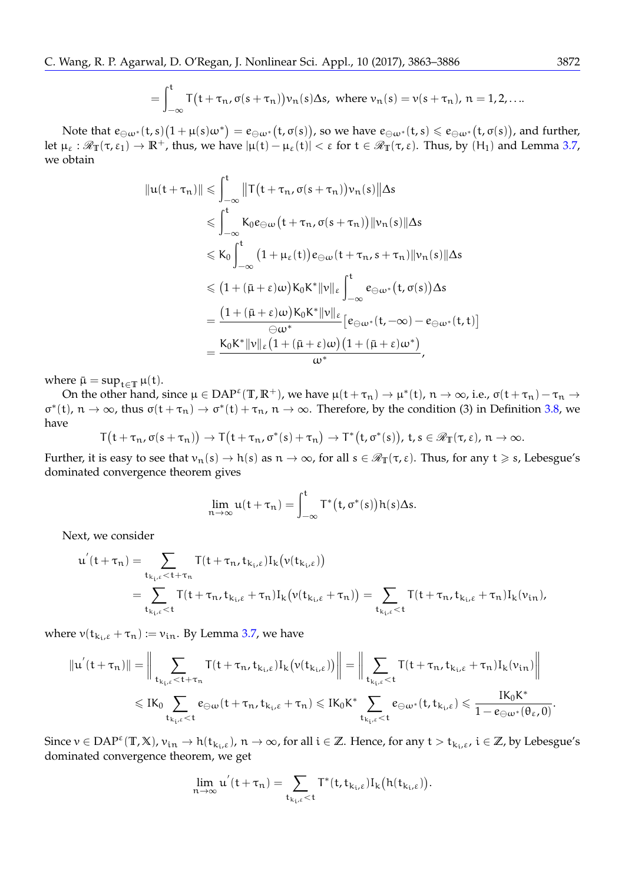$$= \int_{-\infty}^{t} T\big(t+\tau_n, \sigma(s+\tau_n)\big) v_n(s) \Delta s, \text{ where } v_n(s) = v(s+\tau_n),\ n = 1, 2, \ldots.$$

Note that $e_{\ominus\omega^*}(t,s)\big(1+\mu(s)\omega^*\big) = e_{\ominus\omega^*}\big(t,\sigma(s)\big)$, so we have $e_{\ominus\omega^*}(t,s) \leqslant e_{\ominus\omega^*}\big(t,\sigma(s)\big)$, and further, let $\mu_\varepsilon : \mathscr{R}_{\mathbb{T}}(\tau, \varepsilon_1) \to \mathbb{R}^+$, thus, we have $|\mu(t) - \mu_\varepsilon(t)| < \varepsilon$ for $t \in \mathscr{R}_{\mathbb{T}}(\tau, \varepsilon)$. Thus, by $(H_1)$ and Lemma 3.7, we obtain

$$\begin{aligned}
\|u(t+\tau_n)\| &\leqslant \int_{-\infty}^{t} \big\|T\big(t+\tau_n, \sigma(s+\tau_n)\big) v_n(s)\big\| \Delta s \\
&\leqslant \int_{-\infty}^{t} K_0 e_{\ominus\omega}\big(t+\tau_n, \sigma(s+\tau_n)\big) \|v_n(s)\| \Delta s \\
&\leqslant K_0 \int_{-\infty}^{t} \big(1+\mu_\varepsilon(t)\big) e_{\ominus\omega}(t+\tau_n, s+\tau_n) \|v_n(s)\| \Delta s \\
&\leqslant \big(1+(\bar{\mu}+\varepsilon)\omega\big) K_0 K^* \|v\|_\varepsilon \int_{-\infty}^{t} e_{\ominus\omega^*}\big(t, \sigma(s)\big) \Delta s \\
&= \frac{\big(1+(\bar{\mu}+\varepsilon)\omega\big) K_0 K^* \|v\|_\varepsilon}{\ominus\omega^*} \big[e_{\ominus\omega^*}(t, -\infty) - e_{\ominus\omega^*}(t,t)\big] \\
&= \frac{K_0 K^* \|v\|_\varepsilon \big(1+(\bar{\mu}+\varepsilon)\omega\big)\big(1+(\bar{\mu}+\varepsilon)\omega^*\big)}{\omega^*},
\end{aligned}$$

where $\bar{\mu} = \sup_{t \in \mathbb{T}} \mu(t)$.

On the other hand, since $\mu \in DAP^\varepsilon(\mathbb{T}, \mathbb{R}^+)$, we have $\mu(t+\tau_n) \to \mu^*(t)$, $n \to \infty$, i.e., $\sigma(t+\tau_n) - \tau_n \to \sigma^*(t)$, $n \to \infty$, thus $\sigma(t+\tau_n) \to \sigma^*(t) + \tau_n$, $n \to \infty$. Therefore, by the condition (3) in Definition 3.8, we have

$$T\big(t+\tau_n, \sigma(s+\tau_n)\big) \to T\big(t+\tau_n, \sigma^*(s)+\tau_n\big) \to T^*\big(t, \sigma^*(s)\big),\ t, s \in \mathscr{R}_{\mathbb{T}}(\tau, \varepsilon),\ n \to \infty.$$

Further, it is easy to see that $v_n(s) \to h(s)$ as $n \to \infty$, for all $s \in \mathscr{R}_{\mathbb{T}}(\tau, \varepsilon)$. Thus, for any $t \geqslant s$, Lebesgue's dominated convergence theorem gives

$$\lim_{n\to\infty} u(t+\tau_n) = \int_{-\infty}^{t} T^*\big(t, \sigma^*(s)\big) h(s) \Delta s.$$

Next, we consider

$$\begin{aligned}
u'(t+\tau_n) &= \sum_{t_{k_i,\varepsilon} < t+\tau_n} T(t+\tau_n, t_{k_i,\varepsilon}) I_k\big(v(t_{k_i,\varepsilon})\big) \\
&= \sum_{t_{k_i,\varepsilon} < t} T(t+\tau_n, t_{k_i,\varepsilon}+\tau_n) I_k\big(v(t_{k_i,\varepsilon}+\tau_n)\big) = \sum_{t_{k_i,\varepsilon} < t} T(t+\tau_n, t_{k_i,\varepsilon}+\tau_n) I_k(v_{in}),
\end{aligned}$$

where $v(t_{k_i,\varepsilon}+\tau_n) := v_{in}$. By Lemma 3.7, we have

$$\begin{aligned}
\|u'(t+\tau_n)\| &= \Big\| \sum_{t_{k_i,\varepsilon} < t+\tau_n} T(t+\tau_n, t_{k_i,\varepsilon}) I_k\big(v(t_{k_i,\varepsilon})\big) \Big\| = \Big\| \sum_{t_{k_i,\varepsilon} < t} T(t+\tau_n, t_{k_i,\varepsilon}+\tau_n) I_k(v_{in}) \Big\| \\
&\leqslant IK_0 \sum_{t_{k_i,\varepsilon} < t} e_{\ominus\omega}(t+\tau_n, t_{k_i,\varepsilon}+\tau_n) \leqslant IK_0 K^* \sum_{t_{k_i,\varepsilon} < t} e_{\ominus\omega^*}(t, t_{k_i,\varepsilon}) \leqslant \frac{IK_0 K^*}{1 - e_{\ominus\omega^*}(\theta_\varepsilon, 0)}.
\end{aligned}$$

Since $v \in DAP^\varepsilon(\mathbb{T}, \mathbb{X})$, $v_{in} \to h(t_{k_i,\varepsilon})$, $n \to \infty$, for all $i \in \mathbb{Z}$. Hence, for any $t > t_{k_i,\varepsilon}$, $i \in \mathbb{Z}$, by Lebesgue's dominated convergence theorem, we get

$$\lim_{n\to\infty} u'(t+\tau_n) = \sum_{t_{k_i,\varepsilon} < t} T^*(t, t_{k_i,\varepsilon}) I_k\big(h(t_{k_i,\varepsilon})\big).$$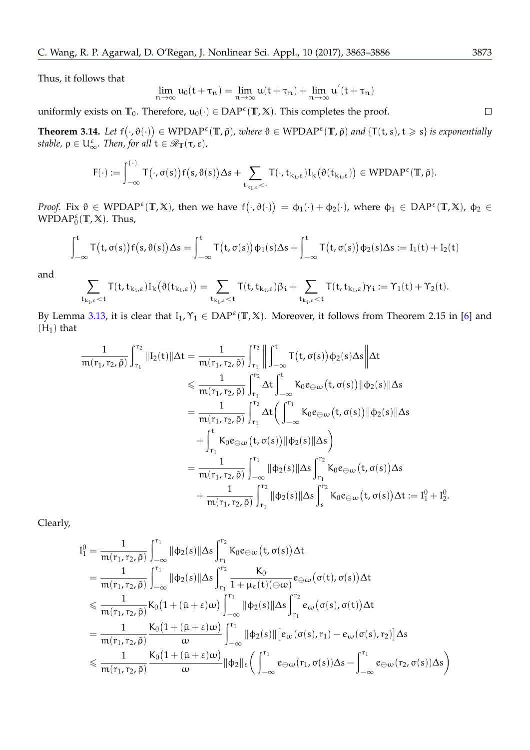Thus, it follows that

$$\lim_{n\to\infty} u_0(t+\tau_n) = \lim_{n\to\infty} u(t+\tau_n) + \lim_{n\to\infty} u'(t+\tau_n)$$

uniformly exists on $\mathbb{T}_0$. Therefore, $u_0(\cdot) \in DAP^{\varepsilon}(\mathbb{T}, \mathbb{X})$. This completes the proof. $\square$

**Theorem 3.14.** *Let $f(\cdot, \vartheta(\cdot)) \in WPDAP^{\varepsilon}(\mathbb{T}, \tilde{\rho})$, where $\vartheta \in WPDAP^{\varepsilon}(\mathbb{T}, \tilde{\rho})$ and $\{T(t,s), t \geqslant s\}$ is exponentially stable, $\rho \in U^{\varepsilon}_{\infty}$. Then, for all $t \in \mathscr{R}_{\mathbb{T}}(\tau, \varepsilon)$,*

$$F(\cdot) := \int_{-\infty}^{(\cdot)} T(\cdot, \sigma(s)) f(s, \vartheta(s)) \Delta s + \sum_{t_{k_i,\varepsilon} < \cdot} T(\cdot, t_{k_i,\varepsilon}) I_k(\vartheta(t_{k_i,\varepsilon})) \in WPDAP^{\varepsilon}(\mathbb{T}, \tilde{\rho}).$$

*Proof.* Fix $\vartheta \in WPDAP^{\varepsilon}(\mathbb{T}, \mathbb{X})$, then we have $f(\cdot, \vartheta(\cdot)) = \phi_1(\cdot) + \phi_2(\cdot)$, where $\phi_1 \in DAP^{\varepsilon}(\mathbb{T}, \mathbb{X})$, $\phi_2 \in WPDAP^{\varepsilon}_0(\mathbb{T}, \mathbb{X})$. Thus,

$$\int_{-\infty}^{t} T(t, \sigma(s)) f(s, \vartheta(s)) \Delta s = \int_{-\infty}^{t} T(t, \sigma(s)) \phi_1(s) \Delta s + \int_{-\infty}^{t} T(t, \sigma(s)) \phi_2(s) \Delta s := I_1(t) + I_2(t)$$

and

$$\sum_{t_{k_i,\varepsilon} < t} T(t, t_{k_i,\varepsilon}) I_k(\vartheta(t_{k_i,\varepsilon})) = \sum_{t_{k_i,\varepsilon} < t} T(t, t_{k_i,\varepsilon}) \beta_i + \sum_{t_{k_i,\varepsilon} < t} T(t, t_{k_i,\varepsilon}) \gamma_i := \Upsilon_1(t) + \Upsilon_2(t).$$

By Lemma 3.13, it is clear that $I_1, \Upsilon_1 \in DAP^{\varepsilon}(\mathbb{T}, \mathbb{X})$. Moreover, it follows from Theorem 2.15 in [6] and $(H_1)$ that

$$\begin{aligned}
\frac{1}{m(r_1, r_2, \tilde{\rho})} \int_{r_1}^{r_2} \|I_2(t)\| \Delta t &= \frac{1}{m(r_1, r_2, \tilde{\rho})} \int_{r_1}^{r_2} \left\| \int_{-\infty}^{t} T(t, \sigma(s)) \phi_2(s) \Delta s \right\| \Delta t \\
&\leqslant \frac{1}{m(r_1, r_2, \tilde{\rho})} \int_{r_1}^{r_2} \Delta t \int_{-\infty}^{t} K_0 e_{\ominus\omega}(t, \sigma(s)) \|\phi_2(s)\| \Delta s \\
&= \frac{1}{m(r_1, r_2, \tilde{\rho})} \int_{r_1}^{r_2} \Delta t \bigg( \int_{-\infty}^{r_1} K_0 e_{\ominus\omega}(t, \sigma(s)) \|\phi_2(s)\| \Delta s \\
&\quad + \int_{r_1}^{t} K_0 e_{\ominus\omega}(t, \sigma(s)) \|\phi_2(s)\| \Delta s \bigg) \\
&= \frac{1}{m(r_1, r_2, \tilde{\rho})} \int_{-\infty}^{r_1} \|\phi_2(s)\| \Delta s \int_{r_1}^{r_2} K_0 e_{\ominus\omega}(t, \sigma(s)) \Delta s \\
&\quad + \frac{1}{m(r_1, r_2, \tilde{\rho})} \int_{r_1}^{r_2} \|\phi_2(s)\| \Delta s \int_{s}^{r_2} K_0 e_{\ominus\omega}(t, \sigma(s)) \Delta t := I_1^0 + I_2^0.
\end{aligned}$$

Clearly,

$$\begin{aligned}
I_1^0 &= \frac{1}{m(r_1, r_2, \tilde{\rho})} \int_{-\infty}^{r_1} \|\phi_2(s)\| \Delta s \int_{r_1}^{r_2} K_0 e_{\ominus\omega}(t, \sigma(s)) \Delta t \\
&= \frac{1}{m(r_1, r_2, \tilde{\rho})} \int_{-\infty}^{r_1} \|\phi_2(s)\| \Delta s \int_{r_1}^{r_2} \frac{K_0}{1 + \mu_{\varepsilon}(t)(\ominus\omega)} e_{\ominus\omega}(\sigma(t), \sigma(s)) \Delta t \\
&\leqslant \frac{1}{m(r_1, r_2, \tilde{\rho})} K_0 (1 + (\bar{\mu} + \varepsilon)\omega) \int_{-\infty}^{r_1} \|\phi_2(s)\| \Delta s \int_{r_1}^{r_2} e_{\omega}(\sigma(s), \sigma(t)) \Delta t \\
&= \frac{1}{m(r_1, r_2, \tilde{\rho})} \frac{K_0 (1 + (\bar{\mu} + \varepsilon)\omega)}{\omega} \int_{-\infty}^{r_1} \|\phi_2(s)\| \big[ e_{\omega}(\sigma(s), r_1) - e_{\omega}(\sigma(s), r_2) \big] \Delta s \\
&\leqslant \frac{1}{m(r_1, r_2, \tilde{\rho})} \frac{K_0 (1 + (\bar{\mu} + \varepsilon)\omega)}{\omega} \|\phi_2\|_{\varepsilon} \bigg( \int_{-\infty}^{r_1} e_{\ominus\omega}(r_1, \sigma(s)) \Delta s - \int_{-\infty}^{r_1} e_{\ominus\omega}(r_2, \sigma(s)) \Delta s \bigg)
\end{aligned}$$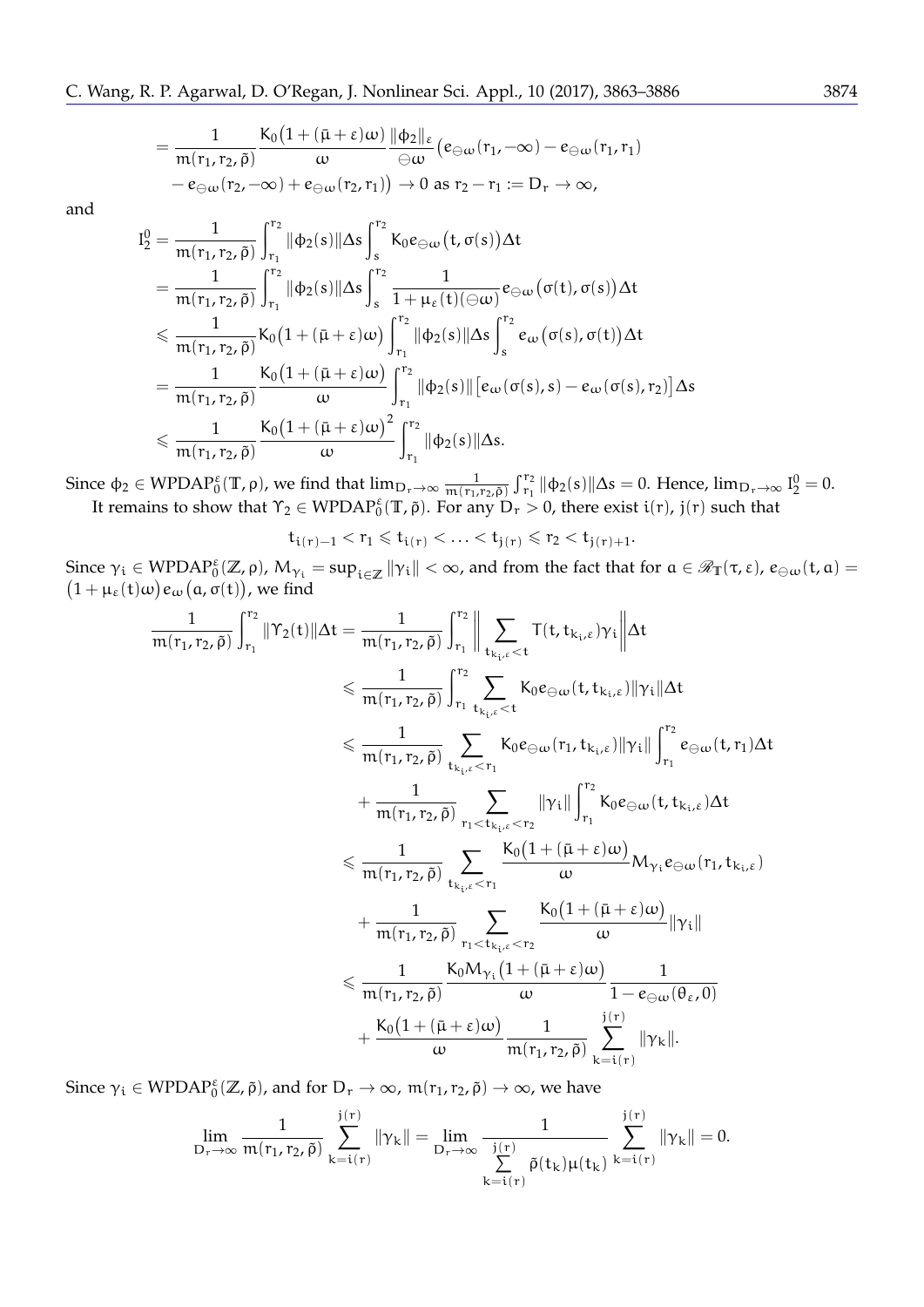$$
\begin{aligned}
&= \frac{1}{m(r_1,r_2,\tilde{\rho})} \frac{K_0\big(1+(\bar{\mu}+\varepsilon)\omega\big)}{\omega} \frac{\|\phi_2\|_\varepsilon}{\ominus\omega}\big(e_{\ominus\omega}(r_1,-\infty) - e_{\ominus\omega}(r_1,r_1) \\
&\quad - e_{\ominus\omega}(r_2,-\infty) + e_{\ominus\omega}(r_2,r_1)\big) \to 0 \text{ as } r_2 - r_1 := D_r \to \infty,
\end{aligned}
$$

and

$$
\begin{aligned}
I_2^0 &= \frac{1}{m(r_1,r_2,\tilde{\rho})} \int_{r_1}^{r_2} \|\phi_2(s)\|\Delta s \int_s^{r_2} K_0 e_{\ominus\omega}\big(t,\sigma(s)\big)\Delta t \\
&= \frac{1}{m(r_1,r_2,\tilde{\rho})} \int_{r_1}^{r_2} \|\phi_2(s)\|\Delta s \int_s^{r_2} \frac{1}{1+\mu_\varepsilon(t)(\ominus\omega)} e_{\ominus\omega}\big(\sigma(t),\sigma(s)\big)\Delta t \\
&\leqslant \frac{1}{m(r_1,r_2,\tilde{\rho})} K_0\big(1+(\bar{\mu}+\varepsilon)\omega\big) \int_{r_1}^{r_2} \|\phi_2(s)\|\Delta s \int_s^{r_2} e_{\omega}\big(\sigma(s),\sigma(t)\big)\Delta t \\
&= \frac{1}{m(r_1,r_2,\tilde{\rho})} \frac{K_0\big(1+(\bar{\mu}+\varepsilon)\omega\big)}{\omega} \int_{r_1}^{r_2} \|\phi_2(s)\|\big[e_\omega(\sigma(s),s) - e_\omega(\sigma(s),r_2)\big]\Delta s \\
&\leqslant \frac{1}{m(r_1,r_2,\tilde{\rho})} \frac{K_0\big(1+(\bar{\mu}+\varepsilon)\omega\big)^2}{\omega} \int_{r_1}^{r_2} \|\phi_2(s)\|\Delta s.
\end{aligned}
$$

Since $\phi_2 \in WPDAP_0^\varepsilon(\mathbb{T},\rho)$, we find that $\lim_{D_r\to\infty} \frac{1}{m(r_1,r_2,\tilde{\rho})}\int_{r_1}^{r_2}\|\phi_2(s)\|\Delta s = 0$. Hence, $\lim_{D_r\to\infty} I_2^0 = 0$.

It remains to show that $\Upsilon_2 \in WPDAP_0^\varepsilon(\mathbb{T},\tilde{\rho})$. For any $D_r > 0$, there exist $i(r)$, $j(r)$ such that

$$
t_{i(r)-1} < r_1 \leqslant t_{i(r)} < \ldots < t_{j(r)} \leqslant r_2 < t_{j(r)+1}.
$$

Since $\gamma_i \in WPDAP_0^\varepsilon(\mathbb{Z},\rho)$, $M_{\gamma_i} = \sup_{i\in\mathbb{Z}} \|\gamma_i\| < \infty$, and from the fact that for $a \in \mathscr{R}_{\mathbb{T}}(\tau,\varepsilon)$, $e_{\ominus\omega}(t,a) = \big(1+\mu_\varepsilon(t)\omega\big)e_\omega\big(a,\sigma(t)\big)$, we find

$$
\begin{aligned}
\frac{1}{m(r_1,r_2,\tilde{\rho})} \int_{r_1}^{r_2} \|\Upsilon_2(t)\|\Delta t &= \frac{1}{m(r_1,r_2,\tilde{\rho})} \int_{r_1}^{r_2} \Bigg\| \sum_{t_{k_i,\varepsilon}<t} T(t,t_{k_i,\varepsilon})\gamma_i \Bigg\| \Delta t \\
&\leqslant \frac{1}{m(r_1,r_2,\tilde{\rho})} \int_{r_1}^{r_2} \sum_{t_{k_i,\varepsilon}<t} K_0 e_{\ominus\omega}(t,t_{k_i,\varepsilon})\|\gamma_i\|\Delta t \\
&\leqslant \frac{1}{m(r_1,r_2,\tilde{\rho})} \sum_{t_{k_i,\varepsilon}<r_1} K_0 e_{\ominus\omega}(r_1,t_{k_i,\varepsilon})\|\gamma_i\| \int_{r_1}^{r_2} e_{\ominus\omega}(t,r_1)\Delta t \\
&\quad + \frac{1}{m(r_1,r_2,\tilde{\rho})} \sum_{r_1<t_{k_i,\varepsilon}<r_2} \|\gamma_i\| \int_{r_1}^{r_2} K_0 e_{\ominus\omega}(t,t_{k_i,\varepsilon})\Delta t \\
&\leqslant \frac{1}{m(r_1,r_2,\tilde{\rho})} \sum_{t_{k_i,\varepsilon}<r_1} \frac{K_0\big(1+(\bar{\mu}+\varepsilon)\omega\big)}{\omega} M_{\gamma_i} e_{\ominus\omega}(r_1,t_{k_i,\varepsilon}) \\
&\quad + \frac{1}{m(r_1,r_2,\tilde{\rho})} \sum_{r_1<t_{k_i,\varepsilon}<r_2} \frac{K_0\big(1+(\bar{\mu}+\varepsilon)\omega\big)}{\omega} \|\gamma_i\| \\
&\leqslant \frac{1}{m(r_1,r_2,\tilde{\rho})} \frac{K_0 M_{\gamma_i}\big(1+(\bar{\mu}+\varepsilon)\omega\big)}{\omega} \frac{1}{1-e_{\ominus\omega}(\theta_\varepsilon,0)} \\
&\quad + \frac{K_0\big(1+(\bar{\mu}+\varepsilon)\omega\big)}{\omega} \frac{1}{m(r_1,r_2,\tilde{\rho})} \sum_{k=i(r)}^{j(r)} \|\gamma_k\|.
\end{aligned}
$$

Since $\gamma_i \in WPDAP_0^\varepsilon(\mathbb{Z},\tilde{\rho})$, and for $D_r \to \infty$, $m(r_1,r_2,\tilde{\rho}) \to \infty$, we have

$$
\lim_{D_r\to\infty} \frac{1}{m(r_1,r_2,\tilde{\rho})} \sum_{k=i(r)}^{j(r)} \|\gamma_k\| = \lim_{D_r\to\infty} \frac{1}{\sum\limits_{k=i(r)}^{j(r)} \tilde{\rho}(t_k)\mu(t_k)} \sum_{k=i(r)}^{j(r)} \|\gamma_k\| = 0.
$$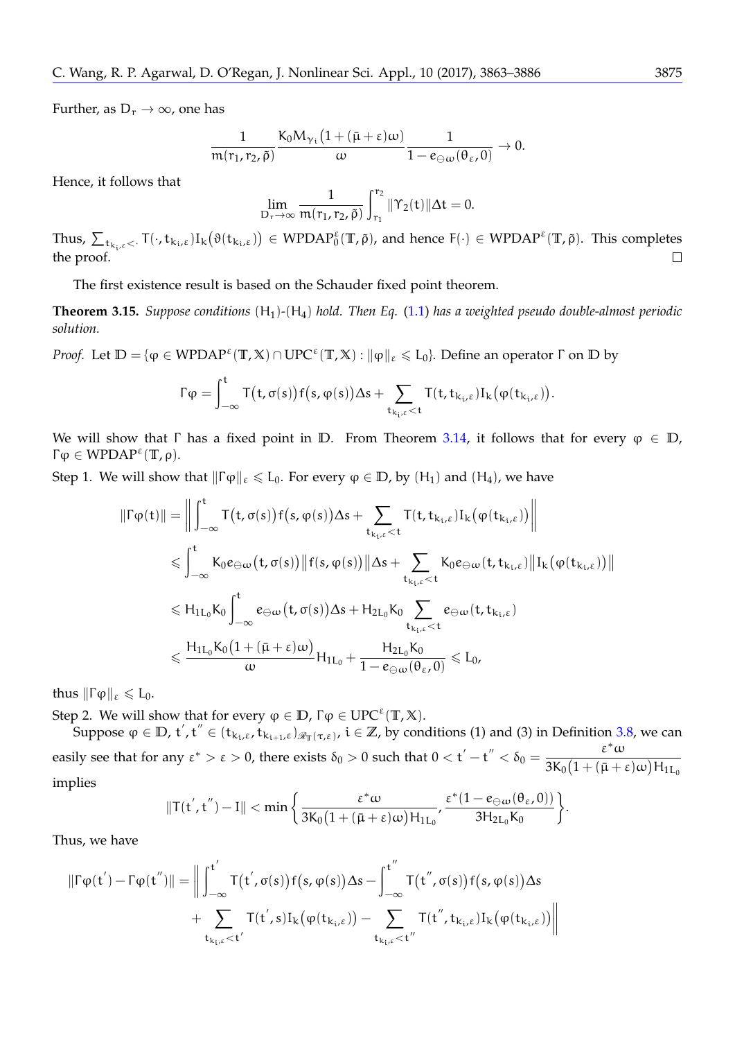Further, as $D_r \to \infty$, one has

$$\frac{1}{m(r_1, r_2, \tilde{\rho})} \frac{K_0 M_{\gamma_i}(1+(\bar{\mu}+\varepsilon)\omega)}{\omega} \frac{1}{1-e_{\ominus\omega}(\theta_\varepsilon, 0)} \to 0.$$

Hence, it follows that

$$\lim_{D_r \to \infty} \frac{1}{m(r_1, r_2, \tilde{\rho})} \int_{r_1}^{r_2} \|\Upsilon_2(t)\| \Delta t = 0.$$

Thus, $\sum_{t_{k_i,\varepsilon}<\cdot} T(\cdot, t_{k_i,\varepsilon}) I_k(\vartheta(t_{k_i,\varepsilon})) \in WPDAP_0^\varepsilon(\mathbb{T}, \tilde{\rho})$, and hence $F(\cdot) \in WPDAP^\varepsilon(\mathbb{T}, \tilde{\rho})$. This completes the proof. □

The first existence result is based on the Schauder fixed point theorem.

**Theorem 3.15.** *Suppose conditions* $(H_1)$-$(H_4)$ *hold. Then Eq.* (1.1) *has a weighted pseudo double-almost periodic solution.*

*Proof.* Let $\mathbb{D} = \{\varphi \in WPDAP^\varepsilon(\mathbb{T}, \mathbb{X}) \cap UPC^\varepsilon(\mathbb{T}, \mathbb{X}) : \|\varphi\|_\varepsilon \leqslant L_0\}$. Define an operator $\Gamma$ on $\mathbb{D}$ by

$$\Gamma\varphi = \int_{-\infty}^{t} T(t, \sigma(s)) f(s, \varphi(s)) \Delta s + \sum_{t_{k_i,\varepsilon}<t} T(t, t_{k_i,\varepsilon}) I_k(\varphi(t_{k_i,\varepsilon})).$$

We will show that $\Gamma$ has a fixed point in $\mathbb{D}$. From Theorem 3.14, it follows that for every $\varphi \in \mathbb{D}$, $\Gamma\varphi \in WPDAP^\varepsilon(\mathbb{T}, \rho)$.

Step 1. We will show that $\|\Gamma\varphi\|_\varepsilon \leqslant L_0$. For every $\varphi \in \mathbb{D}$, by $(H_1)$ and $(H_4)$, we have

$$\begin{aligned}
\|\Gamma\varphi(t)\| &= \left\| \int_{-\infty}^{t} T(t, \sigma(s)) f(s, \varphi(s)) \Delta s + \sum_{t_{k_i,\varepsilon}<t} T(t, t_{k_i,\varepsilon}) I_k(\varphi(t_{k_i,\varepsilon})) \right\| \\
&\leqslant \int_{-\infty}^{t} K_0 e_{\ominus\omega}(t, \sigma(s)) \|f(s, \varphi(s))\| \Delta s + \sum_{t_{k_i,\varepsilon}<t} K_0 e_{\ominus\omega}(t, t_{k_i,\varepsilon}) \|I_k(\varphi(t_{k_i,\varepsilon}))\| \\
&\leqslant H_{1L_0} K_0 \int_{-\infty}^{t} e_{\ominus\omega}(t, \sigma(s)) \Delta s + H_{2L_0} K_0 \sum_{t_{k_i,\varepsilon}<t} e_{\ominus\omega}(t, t_{k_i,\varepsilon}) \\
&\leqslant \frac{H_{1L_0} K_0 (1+(\bar{\mu}+\varepsilon)\omega)}{\omega} H_{1L_0} + \frac{H_{2L_0} K_0}{1-e_{\ominus\omega}(\theta_\varepsilon, 0)} \leqslant L_0,
\end{aligned}$$

thus $\|\Gamma\varphi\|_\varepsilon \leqslant L_0$.

Step 2. We will show that for every $\varphi \in \mathbb{D}$, $\Gamma\varphi \in UPC^\varepsilon(\mathbb{T}, \mathbb{X})$.

Suppose $\varphi \in \mathbb{D}$, $t', t'' \in (t_{k_i,\varepsilon}, t_{k_{i+1},\varepsilon})_{\mathscr{R}_\mathbb{T}(\tau,\varepsilon)}$, $i \in \mathbb{Z}$, by conditions (1) and (3) in Definition 3.8, we can easily see that for any $\varepsilon^* > \varepsilon > 0$, there exists $\delta_0 > 0$ such that $0 < t' - t'' < \delta_0 = \dfrac{\varepsilon^* \omega}{3K_0(1+(\bar{\mu}+\varepsilon)\omega) H_{1L_0}}$ implies

$$\|T(t', t'') - I\| < \min\left\{ \frac{\varepsilon^* \omega}{3K_0(1+(\bar{\mu}+\varepsilon)\omega) H_{1L_0}}, \frac{\varepsilon^*(1-e_{\ominus\omega}(\theta_\varepsilon, 0))}{3H_{2L_0} K_0} \right\}.$$

Thus, we have

$$\begin{aligned}
\|\Gamma\varphi(t') - \Gamma\varphi(t'')\| = \Bigg\| &\int_{-\infty}^{t'} T(t', \sigma(s)) f(s, \varphi(s)) \Delta s - \int_{-\infty}^{t''} T(t'', \sigma(s)) f(s, \varphi(s)) \Delta s \\
&+ \sum_{t_{k_i,\varepsilon}<t'} T(t', s) I_k(\varphi(t_{k_i,\varepsilon})) - \sum_{t_{k_i,\varepsilon}<t''} T(t'', t_{k_i,\varepsilon}) I_k(\varphi(t_{k_i,\varepsilon})) \Bigg\|
\end{aligned}$$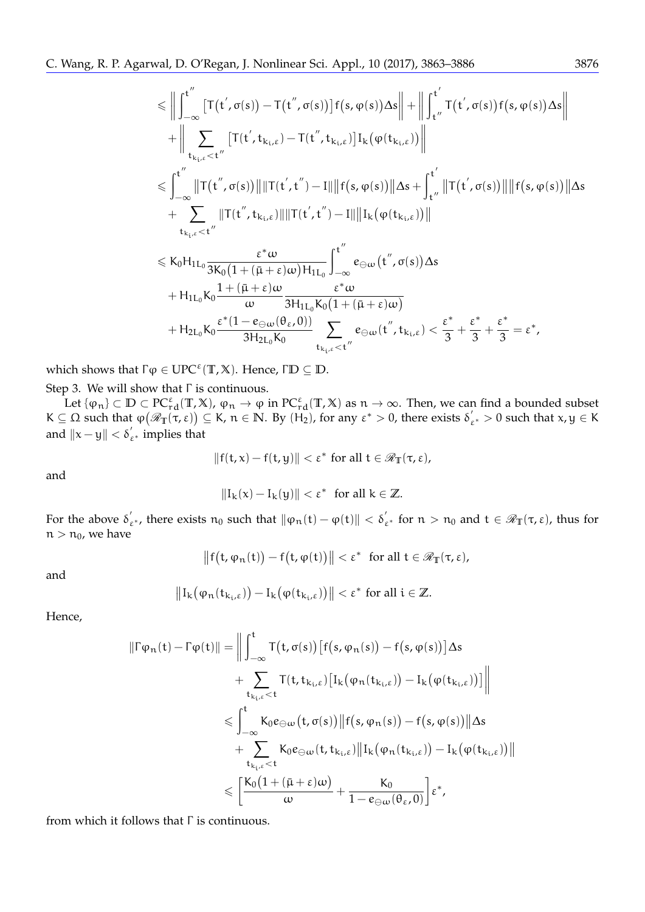$$
\begin{aligned}
&\leqslant \left\| \int_{-\infty}^{t''} \left[T(t', \sigma(s)) - T(t'', \sigma(s))\right] f(s, \varphi(s)) \Delta s \right\| + \left\| \int_{t''}^{t'} T(t', \sigma(s)) f(s, \varphi(s)) \Delta s \right\| \\
&\quad + \left\| \sum_{t_{k_i,\varepsilon} < t''} \left[T(t', t_{k_i,\varepsilon}) - T(t'', t_{k_i,\varepsilon})\right] I_k(\varphi(t_{k_i,\varepsilon})) \right\| \\
&\leqslant \int_{-\infty}^{t''} \|T(t'', \sigma(s))\| \|T(t', t'') - I\| \|f(s, \varphi(s))\| \Delta s + \int_{t''}^{t'} \|T(t', \sigma(s))\| \|f(s, \varphi(s))\| \Delta s \\
&\quad + \sum_{t_{k_i,\varepsilon} < t''} \|T(t'', t_{k_i,\varepsilon})\| \|T(t', t'') - I\| \|I_k(\varphi(t_{k_i,\varepsilon}))\| \\
&\leqslant K_0 H_{1L_0} \frac{\varepsilon^* \omega}{3K_0(1 + (\bar{\mu} + \varepsilon)\omega) H_{1L_0}} \int_{-\infty}^{t''} e_{\ominus\omega}(t'', \sigma(s)) \Delta s \\
&\quad + H_{1L_0} K_0 \frac{1 + (\bar{\mu} + \varepsilon)\omega}{\omega} \frac{\varepsilon^* \omega}{3H_{1L_0} K_0(1 + (\bar{\mu} + \varepsilon)\omega)} \\
&\quad + H_{2L_0} K_0 \frac{\varepsilon^*(1 - e_{\ominus\omega}(\theta_\varepsilon, 0))}{3H_{2L_0} K_0} \sum_{t_{k_i,\varepsilon} < t''} e_{\ominus\omega}(t'', t_{k_i,\varepsilon}) < \frac{\varepsilon^*}{3} + \frac{\varepsilon^*}{3} + \frac{\varepsilon^*}{3} = \varepsilon^*,
\end{aligned}
$$

which shows that $\Gamma\varphi \in UPC^{\varepsilon}(\mathbb{T}, \mathbb{X})$. Hence, $\Gamma\mathbb{D} \subseteq \mathbb{D}$.

Step 3. We will show that $\Gamma$ is continuous.

Let $\{\varphi_n\} \subset \mathbb{D} \subset PC_{rd}^{\varepsilon}(\mathbb{T}, \mathbb{X})$, $\varphi_n \to \varphi$ in $PC_{rd}^{\varepsilon}(\mathbb{T}, \mathbb{X})$ as $n \to \infty$. Then, we can find a bounded subset $K \subseteq \Omega$ such that $\varphi(\mathscr{R}_{\mathbb{T}}(\tau, \varepsilon)) \subseteq K$, $n \in \mathbb{N}$. By $(H_2)$, for any $\varepsilon^* > 0$, there exists $\delta'_{\varepsilon^*} > 0$ such that $x, y \in K$ and $\|x - y\| < \delta'_{\varepsilon^*}$ implies that

$$
\|f(t, x) - f(t, y)\| < \varepsilon^* \text{ for all } t \in \mathscr{R}_{\mathbb{T}}(\tau, \varepsilon),
$$

and

$$
\|I_k(x) - I_k(y)\| < \varepsilon^* \text{ for all } k \in \mathbb{Z}.
$$

For the above $\delta'_{\varepsilon^*}$, there exists $n_0$ such that $\|\varphi_n(t) - \varphi(t)\| < \delta'_{\varepsilon^*}$ for $n > n_0$ and $t \in \mathscr{R}_{\mathbb{T}}(\tau, \varepsilon)$, thus for $n > n_0$, we have

$$
\|f(t, \varphi_n(t)) - f(t, \varphi(t))\| < \varepsilon^* \text{ for all } t \in \mathscr{R}_{\mathbb{T}}(\tau, \varepsilon),
$$

and

$$
\|I_k(\varphi_n(t_{k_i,\varepsilon})) - I_k(\varphi(t_{k_i,\varepsilon}))\| < \varepsilon^* \text{ for all } i \in \mathbb{Z}.
$$

Hence,

$$
\begin{aligned}
\|\Gamma\varphi_n(t) - \Gamma\varphi(t)\| &= \bigg\| \int_{-\infty}^{t} T(t, \sigma(s)) \left[f(s, \varphi_n(s)) - f(s, \varphi(s))\right] \Delta s \\
&\quad + \sum_{t_{k_i,\varepsilon} < t} T(t, t_{k_i,\varepsilon}) \left[I_k(\varphi_n(t_{k_i,\varepsilon})) - I_k(\varphi(t_{k_i,\varepsilon}))\right] \bigg\| \\
&\leqslant \int_{-\infty}^{t} K_0 e_{\ominus\omega}(t, \sigma(s)) \|f(s, \varphi_n(s)) - f(s, \varphi(s))\| \Delta s \\
&\quad + \sum_{t_{k_i,\varepsilon} < t} K_0 e_{\ominus\omega}(t, t_{k_i,\varepsilon}) \|I_k(\varphi_n(t_{k_i,\varepsilon})) - I_k(\varphi(t_{k_i,\varepsilon}))\| \\
&\leqslant \left[ \frac{K_0(1 + (\bar{\mu} + \varepsilon)\omega)}{\omega} + \frac{K_0}{1 - e_{\ominus\omega}(\theta_\varepsilon, 0)} \right] \varepsilon^*,
\end{aligned}
$$

from which it follows that $\Gamma$ is continuous.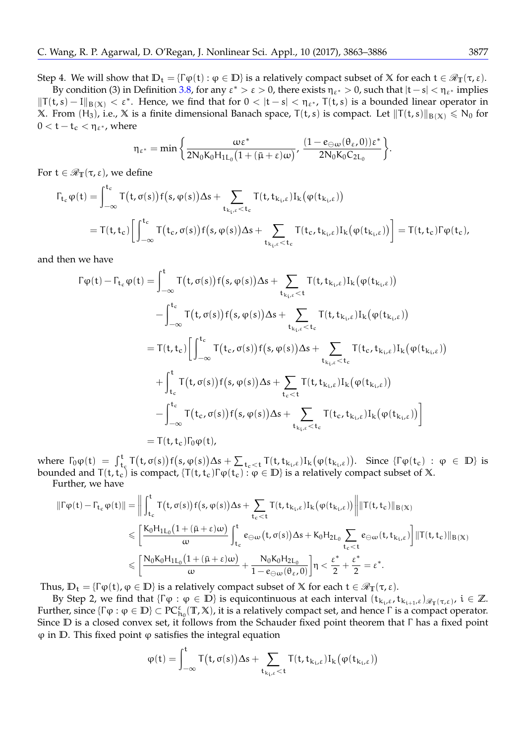Step 4. We will show that $\mathbb{D}_t = \{\Gamma\varphi(t) : \varphi \in \mathbb{D}\}$ is a relatively compact subset of $\mathbb{X}$ for each $t \in \mathscr{R}_{\mathbb{T}}(\tau, \varepsilon)$.

By condition (3) in Definition 3.8, for any $\varepsilon^* > \varepsilon > 0$, there exists $\eta_{\varepsilon^*} > 0$, such that $|t-s| < \eta_{\varepsilon^*}$ implies $\|T(t,s) - I\|_{B(\mathbb{X})} < \varepsilon^*$. Hence, we find that for $0 < |t-s| < \eta_{\varepsilon^*}$, $T(t,s)$ is a bounded linear operator in $\mathbb{X}$. From $(H_3)$, i.e., $\mathbb{X}$ is a finite dimensional Banach space, $T(t,s)$ is compact. Let $\|T(t,s)\|_{B(\mathbb{X})} \leqslant N_0$ for $0 < t - t_c < \eta_{\varepsilon^*}$, where

$$\eta_{\varepsilon^*} = \min\left\{ \frac{\omega\varepsilon^*}{2N_0K_0H_{1L_0}\big(1+(\bar{\mu}+\varepsilon)\omega\big)}, \frac{(1-e_{\ominus\omega}(\theta_\varepsilon, 0))\varepsilon^*}{2N_0K_0C_{2L_0}} \right\}.$$

For $t \in \mathscr{R}_{\mathbb{T}}(\tau, \varepsilon)$, we define

$$\begin{aligned}
\Gamma_{t_c}\varphi(t) &= \int_{-\infty}^{t_c} T\big(t, \sigma(s)\big) f\big(s, \varphi(s)\big)\Delta s + \sum_{t_{k_i,\varepsilon} < t_c} T(t, t_{k_i,\varepsilon}) I_k\big(\varphi(t_{k_i,\varepsilon})\big) \\
&= T(t, t_c)\left[ \int_{-\infty}^{t_c} T\big(t_c, \sigma(s)\big) f\big(s, \varphi(s)\big)\Delta s + \sum_{t_{k_i,\varepsilon} < t_c} T(t_c, t_{k_i,\varepsilon}) I_k\big(\varphi(t_{k_i,\varepsilon})\big) \right] = T(t, t_c)\Gamma\varphi(t_c),
\end{aligned}$$

and then we have

$$\begin{aligned}
\Gamma\varphi(t) - \Gamma_{t_c}\varphi(t) &= \int_{-\infty}^{t} T\big(t, \sigma(s)\big) f\big(s, \varphi(s)\big)\Delta s + \sum_{t_{k_i,\varepsilon} < t} T(t, t_{k_i,\varepsilon}) I_k\big(\varphi(t_{k_i,\varepsilon})\big) \\
&\quad - \int_{-\infty}^{t_c} T\big(t, \sigma(s)\big) f\big(s, \varphi(s)\big)\Delta s + \sum_{t_{k_i,\varepsilon} < t_c} T(t, t_{k_i,\varepsilon}) I_k\big(\varphi(t_{k_i,\varepsilon})\big) \\
&= T(t, t_c)\Bigg[ \int_{-\infty}^{t_c} T\big(t_c, \sigma(s)\big) f\big(s, \varphi(s)\big)\Delta s + \sum_{t_{k_i,\varepsilon} < t_c} T(t_c, t_{k_i,\varepsilon}) I_k\big(\varphi(t_{k_i,\varepsilon})\big) \\
&\quad + \int_{t_c}^{t} T\big(t, \sigma(s)\big) f\big(s, \varphi(s)\big)\Delta s + \sum_{t_c < t} T(t, t_{k_i,\varepsilon}) I_k\big(\varphi(t_{k_i,\varepsilon})\big) \\
&\quad - \int_{-\infty}^{t_c} T\big(t_c, \sigma(s)\big) f\big(s, \varphi(s)\big)\Delta s + \sum_{t_{k_i,\varepsilon} < t_c} T(t_c, t_{k_i,\varepsilon}) I_k\big(\varphi(t_{k_i,\varepsilon})\big) \Bigg] \\
&= T(t, t_c)\Gamma_0\varphi(t),
\end{aligned}$$

where $\Gamma_0\varphi(t) = \int_{t_c}^{t} T\big(t, \sigma(s)\big) f\big(s, \varphi(s)\big)\Delta s + \sum_{t_c < t} T(t, t_{k_i,\varepsilon}) I_k\big(\varphi(t_{k_i,\varepsilon})\big)$. Since $\{\Gamma\varphi(t_c) : \varphi \in \mathbb{D}\}$ is bounded and $T(t, t_c)$ is compact, $\{T(t, t_c)\Gamma\varphi(t_c) : \varphi \in \mathbb{D}\}$ is a relatively compact subset of $\mathbb{X}$.

Further, we have

$$\begin{aligned}
\|\Gamma\varphi(t) - \Gamma_{t_c}\varphi(t)\| &= \left\| \int_{t_c}^{t} T\big(t, \sigma(s)\big) f\big(s, \varphi(s)\big)\Delta s + \sum_{t_c < t} T(t, t_{k_i,\varepsilon}) I_k\big(\varphi(t_{k_i,\varepsilon})\big) \right\| \|T(t, t_c)\|_{B(\mathbb{X})} \\
&\leqslant \left[ \frac{K_0H_{1L_0}\big(1+(\bar{\mu}+\varepsilon)\omega\big)}{\omega} \int_{t_c}^{t} e_{\ominus\omega}\big(t, \sigma(s)\big)\Delta s + K_0H_{2L_0} \sum_{t_c < t} e_{\ominus\omega}(t, t_{k_i,\varepsilon}) \right] \|T(t, t_c)\|_{B(\mathbb{X})} \\
&\leqslant \left[ \frac{N_0K_0H_{1L_0}\big(1+(\bar{\mu}+\varepsilon)\omega\big)}{\omega} + \frac{N_0K_0H_{2L_0}}{1-e_{\ominus\omega}(\theta_\varepsilon, 0)} \right] \eta < \frac{\varepsilon^*}{2} + \frac{\varepsilon^*}{2} = \varepsilon^*.
\end{aligned}$$

Thus, $\mathbb{D}_t = \{\Gamma\varphi(t), \varphi \in \mathbb{D}\}$ is a relatively compact subset of $\mathbb{X}$ for each $t \in \mathscr{R}_{\mathbb{T}}(\tau, \varepsilon)$.

By Step 2, we find that $\{\Gamma\varphi : \varphi \in \mathbb{D}\}$ is equicontinuous at each interval $(t_{k_i,\varepsilon}, t_{k_{i+1},\varepsilon})_{\mathscr{R}_{\mathbb{T}}(\tau,\varepsilon)}$, $i \in \mathbb{Z}$. Further, since $\{\Gamma\varphi : \varphi \in \mathbb{D}\} \subset PC^{\varepsilon}_{h_0}(\mathbb{T}, \mathbb{X})$, it is a relatively compact set, and hence $\Gamma$ is a compact operator. Since $\mathbb{D}$ is a closed convex set, it follows from the Schauder fixed point theorem that $\Gamma$ has a fixed point $\varphi$ in $\mathbb{D}$. This fixed point $\varphi$ satisfies the integral equation

$$\varphi(t) = \int_{-\infty}^{t} T\big(t, \sigma(s)\big)\Delta s + \sum_{t_{k_i,\varepsilon} < t} T(t, t_{k_i,\varepsilon}) I_k\big(\varphi(t_{k_i,\varepsilon})\big)$$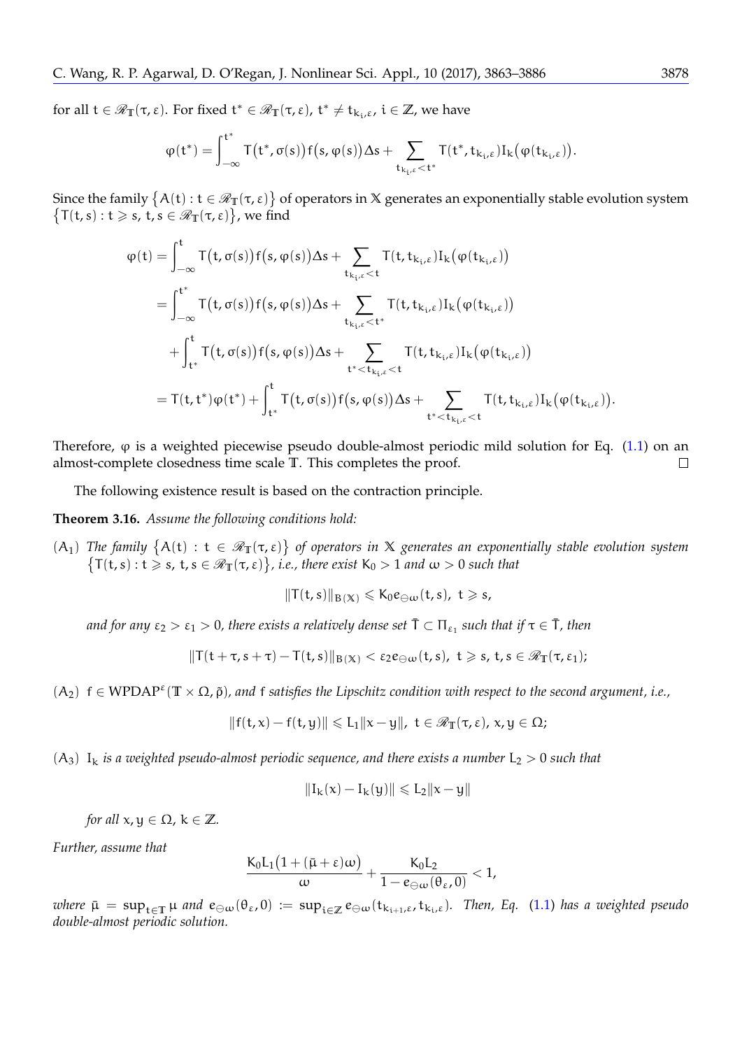for all $t \in \mathscr{R}_{\mathbb{T}}(\tau, \varepsilon)$. For fixed $t^* \in \mathscr{R}_{\mathbb{T}}(\tau, \varepsilon)$, $t^* \neq t_{k_i,\varepsilon}$, $i \in \mathbb{Z}$, we have

$$\varphi(t^*) = \int_{-\infty}^{t^*} T\big(t^*, \sigma(s)\big) f\big(s, \varphi(s)\big) \Delta s + \sum_{t_{k_i,\varepsilon} < t^*} T(t^*, t_{k_i,\varepsilon}) I_k\big(\varphi(t_{k_i,\varepsilon})\big).$$

Since the family $\{A(t) : t \in \mathscr{R}_{\mathbb{T}}(\tau, \varepsilon)\}$ of operators in $\mathbb{X}$ generates an exponentially stable evolution system $\{T(t,s) : t \geqslant s,\ t, s \in \mathscr{R}_{\mathbb{T}}(\tau, \varepsilon)\}$, we find

$$\begin{aligned}
\varphi(t) &= \int_{-\infty}^{t} T\big(t, \sigma(s)\big) f\big(s, \varphi(s)\big) \Delta s + \sum_{t_{k_i,\varepsilon} < t} T(t, t_{k_i,\varepsilon}) I_k\big(\varphi(t_{k_i,\varepsilon})\big) \\
&= \int_{-\infty}^{t^*} T\big(t, \sigma(s)\big) f\big(s, \varphi(s)\big) \Delta s + \sum_{t_{k_i,\varepsilon} < t^*} T(t, t_{k_i,\varepsilon}) I_k\big(\varphi(t_{k_i,\varepsilon})\big) \\
&\quad + \int_{t^*}^{t} T\big(t, \sigma(s)\big) f\big(s, \varphi(s)\big) \Delta s + \sum_{t^* < t_{k_i,\varepsilon} < t} T(t, t_{k_i,\varepsilon}) I_k\big(\varphi(t_{k_i,\varepsilon})\big) \\
&= T(t, t^*)\varphi(t^*) + \int_{t^*}^{t} T\big(t, \sigma(s)\big) f\big(s, \varphi(s)\big) \Delta s + \sum_{t^* < t_{k_i,\varepsilon} < t} T(t, t_{k_i,\varepsilon}) I_k\big(\varphi(t_{k_i,\varepsilon})\big).
\end{aligned}$$

Therefore, $\varphi$ is a weighted piecewise pseudo double-almost periodic mild solution for Eq. (1.1) on an almost-complete closedness time scale $\mathbb{T}$. This completes the proof. □

The following existence result is based on the contraction principle.

**Theorem 3.16.** *Assume the following conditions hold:*

$(A_1)$ *The family $\{A(t) : t \in \mathscr{R}_{\mathbb{T}}(\tau, \varepsilon)\}$ of operators in $\mathbb{X}$ generates an exponentially stable evolution system $\{T(t,s) : t \geqslant s,\ t, s \in \mathscr{R}_{\mathbb{T}}(\tau, \varepsilon)\}$, i.e., there exist $K_0 > 1$ and $\omega > 0$ such that*

$$\|T(t,s)\|_{B(\mathbb{X})} \leqslant K_0 e_{\ominus\omega}(t,s),\ t \geqslant s,$$

*and for any $\varepsilon_2 > \varepsilon_1 > 0$, there exists a relatively dense set $\bar{T} \subset \Pi_{\varepsilon_1}$ such that if $\tau \in \bar{T}$, then*

$$\|T(t+\tau, s+\tau) - T(t,s)\|_{B(\mathbb{X})} < \varepsilon_2 e_{\ominus\omega}(t,s),\ t \geqslant s,\ t, s \in \mathscr{R}_{\mathbb{T}}(\tau, \varepsilon_1);$$

$(A_2)$ *$f \in WPDAP^{\varepsilon}(\mathbb{T} \times \Omega, \tilde{\rho})$, and $f$ satisfies the Lipschitz condition with respect to the second argument, i.e.,*

$$\|f(t,x) - f(t,y)\| \leqslant L_1\|x - y\|,\ t \in \mathscr{R}_{\mathbb{T}}(\tau, \varepsilon),\ x, y \in \Omega;$$

$(A_3)$ *$I_k$ is a weighted pseudo-almost periodic sequence, and there exists a number $L_2 > 0$ such that*

$$\|I_k(x) - I_k(y)\| \leqslant L_2\|x - y\|$$

*for all $x, y \in \Omega$, $k \in \mathbb{Z}$.*

*Further, assume that*

$$\frac{K_0 L_1\big(1 + (\bar{\mu} + \varepsilon)\omega\big)}{\omega} + \frac{K_0 L_2}{1 - e_{\ominus\omega}(\theta_\varepsilon, 0)} < 1,$$

*where $\bar{\mu} = \sup_{t \in \mathbb{T}} \mu$ and $e_{\ominus\omega}(\theta_\varepsilon, 0) := \sup_{i \in \mathbb{Z}} e_{\ominus\omega}(t_{k_{i+1},\varepsilon}, t_{k_i,\varepsilon})$. Then, Eq. (1.1) has a weighted pseudo double-almost periodic solution.*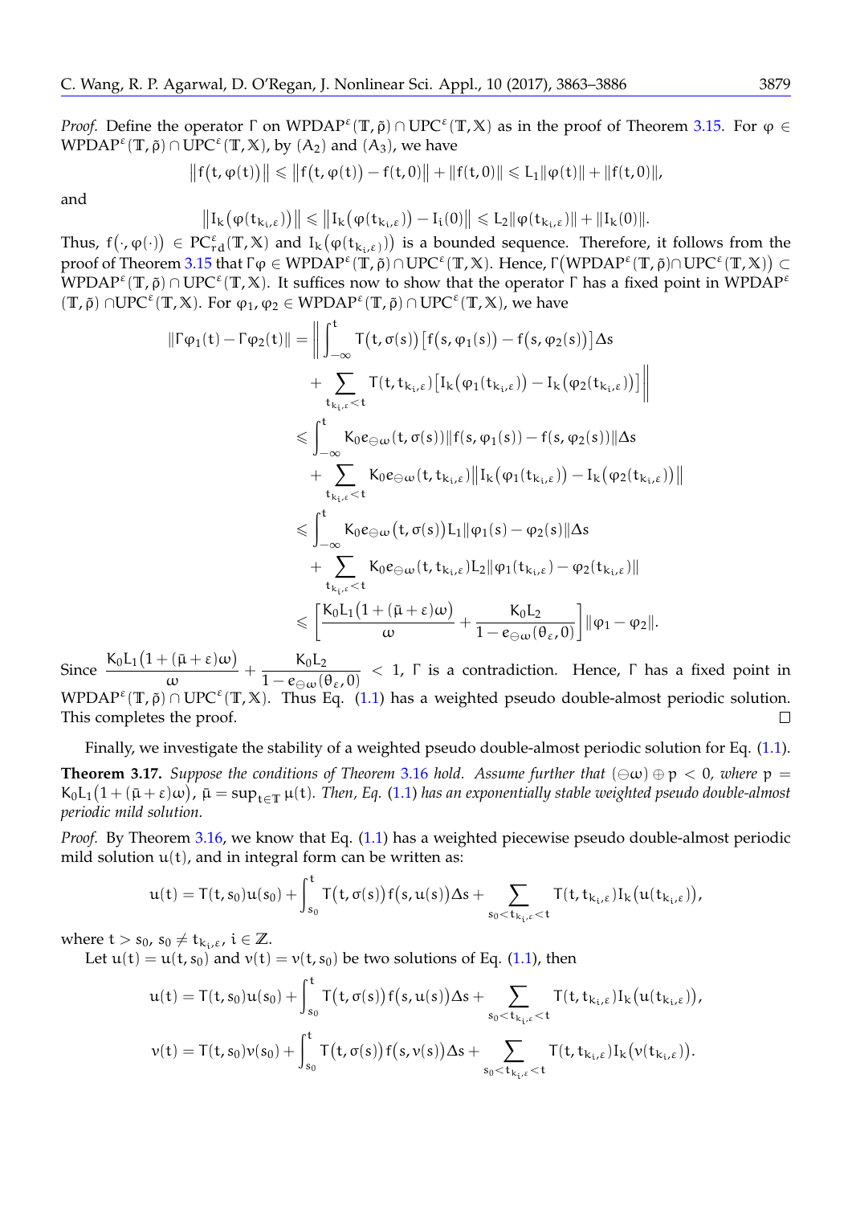*Proof.* Define the operator $\Gamma$ on $WPDAP^{\varepsilon}(\mathbb{T},\tilde{\rho})\cap UPC^{\varepsilon}(\mathbb{T},\mathbb{X})$ as in the proof of Theorem 3.15. For $\varphi \in WPDAP^{\varepsilon}(\mathbb{T},\tilde{\rho})\cap UPC^{\varepsilon}(\mathbb{T},\mathbb{X})$, by $(A_2)$ and $(A_3)$, we have

$$\|f(t,\varphi(t))\| \leqslant \|f(t,\varphi(t))-f(t,0)\| + \|f(t,0)\| \leqslant L_1\|\varphi(t)\| + \|f(t,0)\|,$$

and

$$\|I_k(\varphi(t_{k_i,\varepsilon}))\| \leqslant \|I_k(\varphi(t_{k_i,\varepsilon}))-I_i(0)\| \leqslant L_2\|\varphi(t_{k_i,\varepsilon})\| + \|I_k(0)\|.$$

Thus, $f(\cdot,\varphi(\cdot)) \in PC^{\varepsilon}_{rd}(\mathbb{T},\mathbb{X})$ and $I_k(\varphi(t_{k_i,\varepsilon}))$ is a bounded sequence. Therefore, it follows from the proof of Theorem 3.15 that $\Gamma\varphi \in WPDAP^{\varepsilon}(\mathbb{T},\tilde{\rho})\cap UPC^{\varepsilon}(\mathbb{T},\mathbb{X})$. Hence, $\Gamma(WPDAP^{\varepsilon}(\mathbb{T},\tilde{\rho})\cap UPC^{\varepsilon}(\mathbb{T},\mathbb{X})) \subset WPDAP^{\varepsilon}(\mathbb{T},\tilde{\rho})\cap UPC^{\varepsilon}(\mathbb{T},\mathbb{X})$. It suffices now to show that the operator $\Gamma$ has a fixed point in $WPDAP^{\varepsilon}(\mathbb{T},\tilde{\rho})\cap UPC^{\varepsilon}(\mathbb{T},\mathbb{X})$. For $\varphi_1,\varphi_2 \in WPDAP^{\varepsilon}(\mathbb{T},\tilde{\rho})\cap UPC^{\varepsilon}(\mathbb{T},\mathbb{X})$, we have

$$\begin{aligned}
\|\Gamma\varphi_1(t)-\Gamma\varphi_2(t)\| &= \Bigg\| \int_{-\infty}^{t} T(t,\sigma(s))\left[f(s,\varphi_1(s))-f(s,\varphi_2(s))\right]\Delta s \\
&\quad + \sum_{t_{k_i,\varepsilon}<t} T(t,t_{k_i,\varepsilon})\left[I_k(\varphi_1(t_{k_i,\varepsilon}))-I_k(\varphi_2(t_{k_i,\varepsilon}))\right]\Bigg\| \\
&\leqslant \int_{-\infty}^{t} K_0 e_{\ominus\omega}(t,\sigma(s))\|f(s,\varphi_1(s))-f(s,\varphi_2(s))\|\Delta s \\
&\quad + \sum_{t_{k_i,\varepsilon}<t} K_0 e_{\ominus\omega}(t,t_{k_i,\varepsilon})\|I_k(\varphi_1(t_{k_i,\varepsilon}))-I_k(\varphi_2(t_{k_i,\varepsilon}))\| \\
&\leqslant \int_{-\infty}^{t} K_0 e_{\ominus\omega}(t,\sigma(s))L_1\|\varphi_1(s)-\varphi_2(s)\|\Delta s \\
&\quad + \sum_{t_{k_i,\varepsilon}<t} K_0 e_{\ominus\omega}(t,t_{k_i,\varepsilon})L_2\|\varphi_1(t_{k_i,\varepsilon})-\varphi_2(t_{k_i,\varepsilon})\| \\
&\leqslant \left[\frac{K_0L_1(1+(\bar{\mu}+\varepsilon)\omega)}{\omega} + \frac{K_0L_2}{1-e_{\ominus\omega}(\theta_\varepsilon,0)}\right]\|\varphi_1-\varphi_2\|.
\end{aligned}$$

Since $\dfrac{K_0L_1(1+(\bar{\mu}+\varepsilon)\omega)}{\omega} + \dfrac{K_0L_2}{1-e_{\ominus\omega}(\theta_\varepsilon,0)} < 1$, $\Gamma$ is a contradiction. Hence, $\Gamma$ has a fixed point in $WPDAP^{\varepsilon}(\mathbb{T},\tilde{\rho})\cap UPC^{\varepsilon}(\mathbb{T},\mathbb{X})$. Thus Eq. (1.1) has a weighted pseudo double-almost periodic solution. This completes the proof. $\square$

Finally, we investigate the stability of a weighted pseudo double-almost periodic solution for Eq. (1.1).

**Theorem 3.17.** *Suppose the conditions of Theorem 3.16 hold. Assume further that $(\ominus\omega)\oplus p < 0$, where $p = K_0L_1(1+(\bar{\mu}+\varepsilon)\omega)$, $\bar{\mu} = \sup_{t\in\mathbb{T}}\mu(t)$. Then, Eq. (1.1) has an exponentially stable weighted pseudo double-almost periodic mild solution.*

*Proof.* By Theorem 3.16, we know that Eq. (1.1) has a weighted piecewise pseudo double-almost periodic mild solution $u(t)$, and in integral form can be written as:

$$u(t) = T(t,s_0)u(s_0) + \int_{s_0}^{t} T(t,\sigma(s))f(s,u(s))\Delta s + \sum_{s_0<t_{k_i,\varepsilon}<t} T(t,t_{k_i,\varepsilon})I_k(u(t_{k_i,\varepsilon})),$$

where $t > s_0$, $s_0 \neq t_{k_i,\varepsilon}$, $i \in \mathbb{Z}$.

Let $u(t) = u(t,s_0)$ and $v(t) = v(t,s_0)$ be two solutions of Eq. (1.1), then

$$u(t) = T(t,s_0)u(s_0) + \int_{s_0}^{t} T(t,\sigma(s))f(s,u(s))\Delta s + \sum_{s_0<t_{k_i,\varepsilon}<t} T(t,t_{k_i,\varepsilon})I_k(u(t_{k_i,\varepsilon})),$$

$$v(t) = T(t,s_0)v(s_0) + \int_{s_0}^{t} T(t,\sigma(s))f(s,v(s))\Delta s + \sum_{s_0<t_{k_i,\varepsilon}<t} T(t,t_{k_i,\varepsilon})I_k(v(t_{k_i,\varepsilon})).$$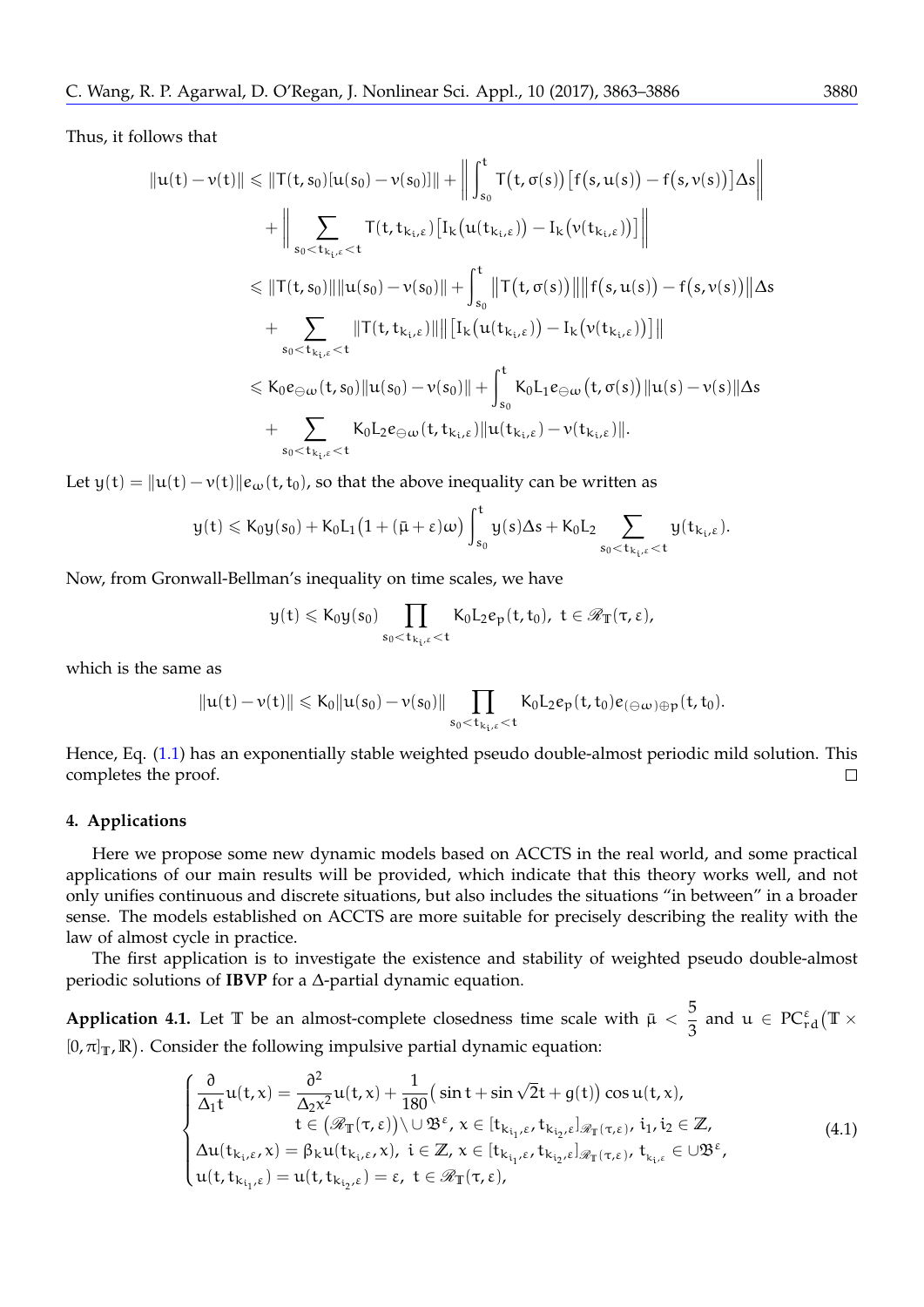Thus, it follows that

$$
\begin{aligned}
\|u(t)-v(t)\| &\leqslant \|T(t,s_0)[u(s_0)-v(s_0)]\| + \left\| \int_{s_0}^{t} T\big(t,\sigma(s)\big)\big[f\big(s,u(s)\big)-f\big(s,v(s)\big)\big]\Delta s \right\| \\
&\quad + \left\| \sum_{s_0<t_{k_i,\varepsilon}<t} T(t,t_{k_i,\varepsilon})\big[I_k\big(u(t_{k_i,\varepsilon})\big)-I_k\big(v(t_{k_i,\varepsilon})\big)\big] \right\| \\
&\leqslant \|T(t,s_0)\|\|u(s_0)-v(s_0)\| + \int_{s_0}^{t} \big\|T\big(t,\sigma(s)\big)\big\|\big\|f\big(s,u(s)\big)-f\big(s,v(s)\big)\big\|\Delta s \\
&\quad + \sum_{s_0<t_{k_i,\varepsilon}<t} \|T(t,t_{k_i,\varepsilon})\|\big\|\big[I_k\big(u(t_{k_i,\varepsilon})\big)-I_k\big(v(t_{k_i,\varepsilon})\big)\big]\big\| \\
&\leqslant K_0 e_{\ominus\omega}(t,s_0)\|u(s_0)-v(s_0)\| + \int_{s_0}^{t} K_0 L_1 e_{\ominus\omega}\big(t,\sigma(s)\big)\|u(s)-v(s)\|\Delta s \\
&\quad + \sum_{s_0<t_{k_i,\varepsilon}<t} K_0 L_2 e_{\ominus\omega}(t,t_{k_i,\varepsilon})\|u(t_{k_i,\varepsilon})-v(t_{k_i,\varepsilon})\|.
\end{aligned}
$$

Let $y(t)=\|u(t)-v(t)\|e_{\omega}(t,t_0)$, so that the above inequality can be written as

$$
y(t) \leqslant K_0 y(s_0) + K_0 L_1\big(1+(\bar{\mu}+\varepsilon)\omega\big)\int_{s_0}^{t} y(s)\Delta s + K_0 L_2 \sum_{s_0<t_{k_i,\varepsilon}<t} y(t_{k_i,\varepsilon}).
$$

Now, from Gronwall-Bellman's inequality on time scales, we have

$$
y(t) \leqslant K_0 y(s_0) \prod_{s_0<t_{k_i,\varepsilon}<t} K_0 L_2 e_p(t,t_0),\ t\in \mathscr{R}_{\mathbb{T}}(\tau,\varepsilon),
$$

which is the same as

$$
\|u(t)-v(t)\| \leqslant K_0\|u(s_0)-v(s_0)\| \prod_{s_0<t_{k_i,\varepsilon}<t} K_0 L_2 e_p(t,t_0) e_{(\ominus\omega)\oplus p}(t,t_0).
$$

Hence, Eq. (1.1) has an exponentially stable weighted pseudo double-almost periodic mild solution. This completes the proof. □

## 4. Applications

Here we propose some new dynamic models based on ACCTS in the real world, and some practical applications of our main results will be provided, which indicate that this theory works well, and not only unifies continuous and discrete situations, but also includes the situations "in between" in a broader sense. The models established on ACCTS are more suitable for precisely describing the reality with the law of almost cycle in practice.

The first application is to investigate the existence and stability of weighted pseudo double-almost periodic solutions of **IBVP** for a $\Delta$-partial dynamic equation.

**Application 4.1.** Let $\mathbb{T}$ be an almost-complete closedness time scale with $\bar{\mu} < \dfrac{5}{3}$ and $u \in PC^{\varepsilon}_{rd}\big(\mathbb{T}\times[0,\pi]_{\mathbb{T}},\mathbb{R}\big)$. Consider the following impulsive partial dynamic equation:

$$
\begin{cases}
\dfrac{\partial}{\Delta_1 t}u(t,x) = \dfrac{\partial^2}{\Delta_2 x^2}u(t,x) + \dfrac{1}{180}\big(\sin t + \sin\sqrt{2}t + g(t)\big)\cos u(t,x), \\
\qquad t\in \big(\mathscr{R}_{\mathbb{T}}(\tau,\varepsilon)\big)\setminus \cup\mathfrak{B}^{\varepsilon},\ x\in[t_{k_{i_1},\varepsilon},t_{k_{i_2},\varepsilon}]_{\mathscr{R}_{\mathbb{T}}(\tau,\varepsilon)},\ i_1,i_2\in\mathbb{Z}, \\
\Delta u(t_{k_i,\varepsilon},x) = \beta_k u(t_{k_i,\varepsilon},x),\ i\in\mathbb{Z},\ x\in[t_{k_{i_1},\varepsilon},t_{k_{i_2},\varepsilon}]_{\mathscr{R}_{\mathbb{T}}(\tau,\varepsilon)},\ t_{k_i,\varepsilon}\in\cup\mathfrak{B}^{\varepsilon}, \\
u(t,t_{k_{i_1},\varepsilon}) = u(t,t_{k_{i_2},\varepsilon}) = \varepsilon,\ t\in\mathscr{R}_{\mathbb{T}}(\tau,\varepsilon),
\end{cases}
\tag{4.1}
$$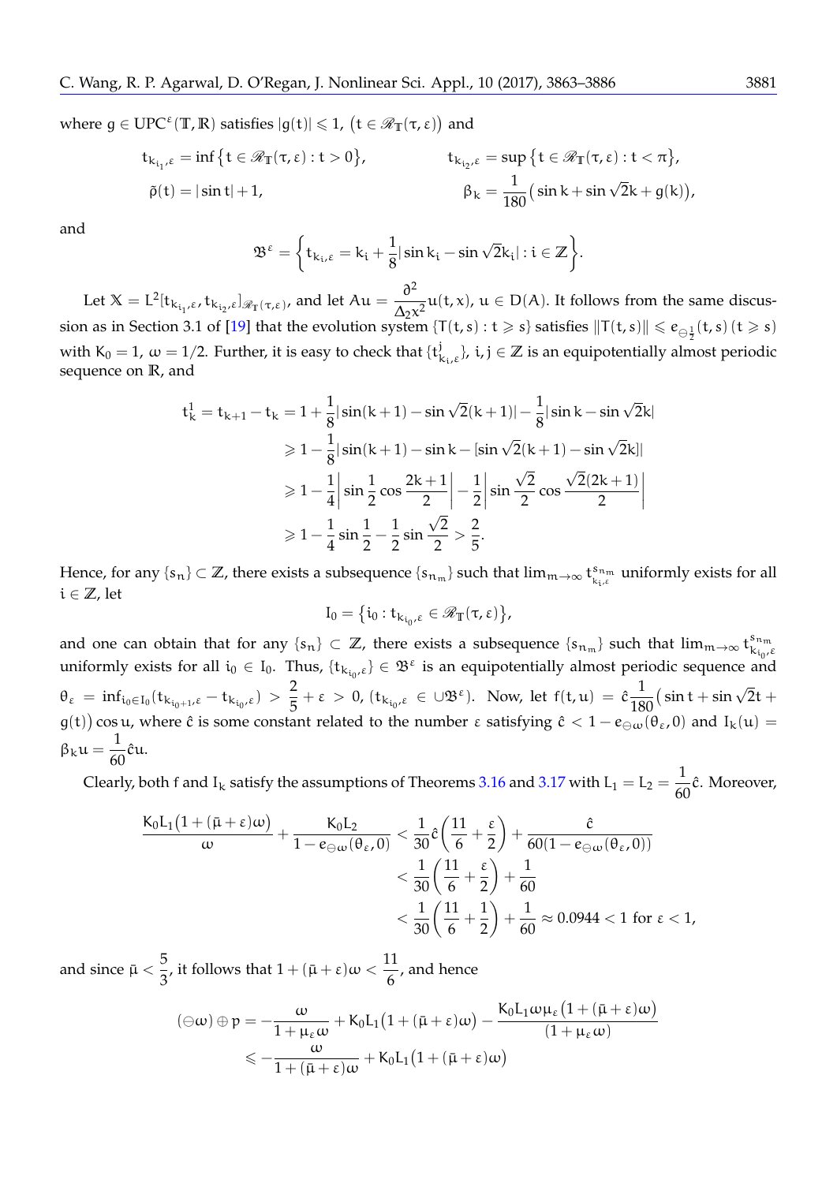where $g \in UPC^{\varepsilon}(\mathbb{T}, \mathbb{R})$ satisfies $|g(t)| \leqslant 1$, $\big(t \in \mathscr{R}_{\mathbb{T}}(\tau, \varepsilon)\big)$ and

$$t_{k_{i_1},\varepsilon} = \inf\big\{t \in \mathscr{R}_{\mathbb{T}}(\tau,\varepsilon) : t > 0\big\}, \qquad t_{k_{i_2},\varepsilon} = \sup\big\{t \in \mathscr{R}_{\mathbb{T}}(\tau,\varepsilon) : t < \pi\big\},$$
$$\tilde{\rho}(t) = |\sin t| + 1, \qquad \beta_k = \frac{1}{180}\big(\sin k + \sin\sqrt{2}k + g(k)\big),$$

and

$$\mathfrak{B}^{\varepsilon} = \left\{ t_{k_i,\varepsilon} = k_i + \frac{1}{8}|\sin k_i - \sin\sqrt{2}k_i| : i \in \mathbb{Z}\right\}.$$

Let $\mathbb{X} = L^2[t_{k_{i_1},\varepsilon}, t_{k_{i_2},\varepsilon}]_{\mathscr{R}_{\mathbb{T}}(\tau,\varepsilon)}$, and let $Au = \dfrac{\partial^2}{\Delta_2 x^2}u(t,x)$, $u \in D(A)$. It follows from the same discussion as in Section 3.1 of [19] that the evolution system $\{T(t,s) : t \geqslant s\}$ satisfies $\|T(t,s)\| \leqslant e_{\ominus\frac{1}{2}}(t,s)\ (t \geqslant s)$ with $K_0 = 1$, $\omega = 1/2$. Further, it is easy to check that $\{t^j_{k_i,\varepsilon}\}$, $i, j \in \mathbb{Z}$ is an equipotentially almost periodic sequence on $\mathbb{R}$, and

$$\begin{aligned}
t^1_k = t_{k+1} - t_k &= 1 + \frac{1}{8}|\sin(k+1) - \sin\sqrt{2}(k+1)| - \frac{1}{8}|\sin k - \sin\sqrt{2}k| \\
&\geqslant 1 - \frac{1}{8}|\sin(k+1) - \sin k - [\sin\sqrt{2}(k+1) - \sin\sqrt{2}k]| \\
&\geqslant 1 - \frac{1}{4}\left|\sin\frac{1}{2}\cos\frac{2k+1}{2}\right| - \frac{1}{2}\left|\sin\frac{\sqrt{2}}{2}\cos\frac{\sqrt{2}(2k+1)}{2}\right| \\
&\geqslant 1 - \frac{1}{4}\sin\frac{1}{2} - \frac{1}{2}\sin\frac{\sqrt{2}}{2} > \frac{2}{5}.
\end{aligned}$$

Hence, for any $\{s_n\} \subset \mathbb{Z}$, there exists a subsequence $\{s_{n_m}\}$ such that $\lim_{m\to\infty} t^{s_{n_m}}_{k_i,\varepsilon}$ uniformly exists for all $i \in \mathbb{Z}$, let

$$I_0 = \big\{i_0 : t_{k_{i_0},\varepsilon} \in \mathscr{R}_{\mathbb{T}}(\tau,\varepsilon)\big\},$$

and one can obtain that for any $\{s_n\} \subset \mathbb{Z}$, there exists a subsequence $\{s_{n_m}\}$ such that $\lim_{m\to\infty} t^{s_{n_m}}_{k_{i_0},\varepsilon}$ uniformly exists for all $i_0 \in I_0$. Thus, $\{t_{k_{i_0},\varepsilon}\} \in \mathfrak{B}^{\varepsilon}$ is an equipotentially almost periodic sequence and $\theta_{\varepsilon} = \inf_{i_0 \in I_0}(t_{k_{i_0+1},\varepsilon} - t_{k_{i_0},\varepsilon}) > \frac{2}{5} + \varepsilon > 0$, $(t_{k_{i_0},\varepsilon} \in \cup\mathfrak{B}^{\varepsilon})$. Now, let $f(t,u) = \hat{c}\frac{1}{180}\big(\sin t + \sin\sqrt{2}t + g(t)\big)\cos u$, where $\hat{c}$ is some constant related to the number $\varepsilon$ satisfying $\hat{c} < 1 - e_{\ominus\omega}(\theta_{\varepsilon}, 0)$ and $I_k(u) = \beta_k u = \frac{1}{60}\hat{c}u$.

Clearly, both $f$ and $I_k$ satisfy the assumptions of Theorems 3.16 and 3.17 with $L_1 = L_2 = \frac{1}{60}\hat{c}$. Moreover,

$$\begin{aligned}
\frac{K_0 L_1\big(1 + (\bar{\mu}+\varepsilon)\omega\big)}{\omega} + \frac{K_0 L_2}{1 - e_{\ominus\omega}(\theta_{\varepsilon}, 0)} &< \frac{1}{30}\hat{c}\left(\frac{11}{6} + \frac{\varepsilon}{2}\right) + \frac{\hat{c}}{60(1 - e_{\ominus\omega}(\theta_{\varepsilon}, 0))} \\
&< \frac{1}{30}\left(\frac{11}{6} + \frac{\varepsilon}{2}\right) + \frac{1}{60} \\
&< \frac{1}{30}\left(\frac{11}{6} + \frac{1}{2}\right) + \frac{1}{60} \approx 0.0944 < 1 \text{ for } \varepsilon < 1,
\end{aligned}$$

and since $\bar{\mu} < \frac{5}{3}$, it follows that $1 + (\bar{\mu}+\varepsilon)\omega < \frac{11}{6}$, and hence

$$\begin{aligned}
(\ominus\omega) \oplus p &= -\frac{\omega}{1 + \mu_{\varepsilon}\omega} + K_0 L_1\big(1 + (\bar{\mu}+\varepsilon)\omega\big) - \frac{K_0 L_1 \omega \mu_{\varepsilon}\big(1 + (\bar{\mu}+\varepsilon)\omega\big)}{(1 + \mu_{\varepsilon}\omega)} \\
&\leqslant -\frac{\omega}{1 + (\bar{\mu}+\varepsilon)\omega} + K_0 L_1\big(1 + (\bar{\mu}+\varepsilon)\omega\big)
\end{aligned}$$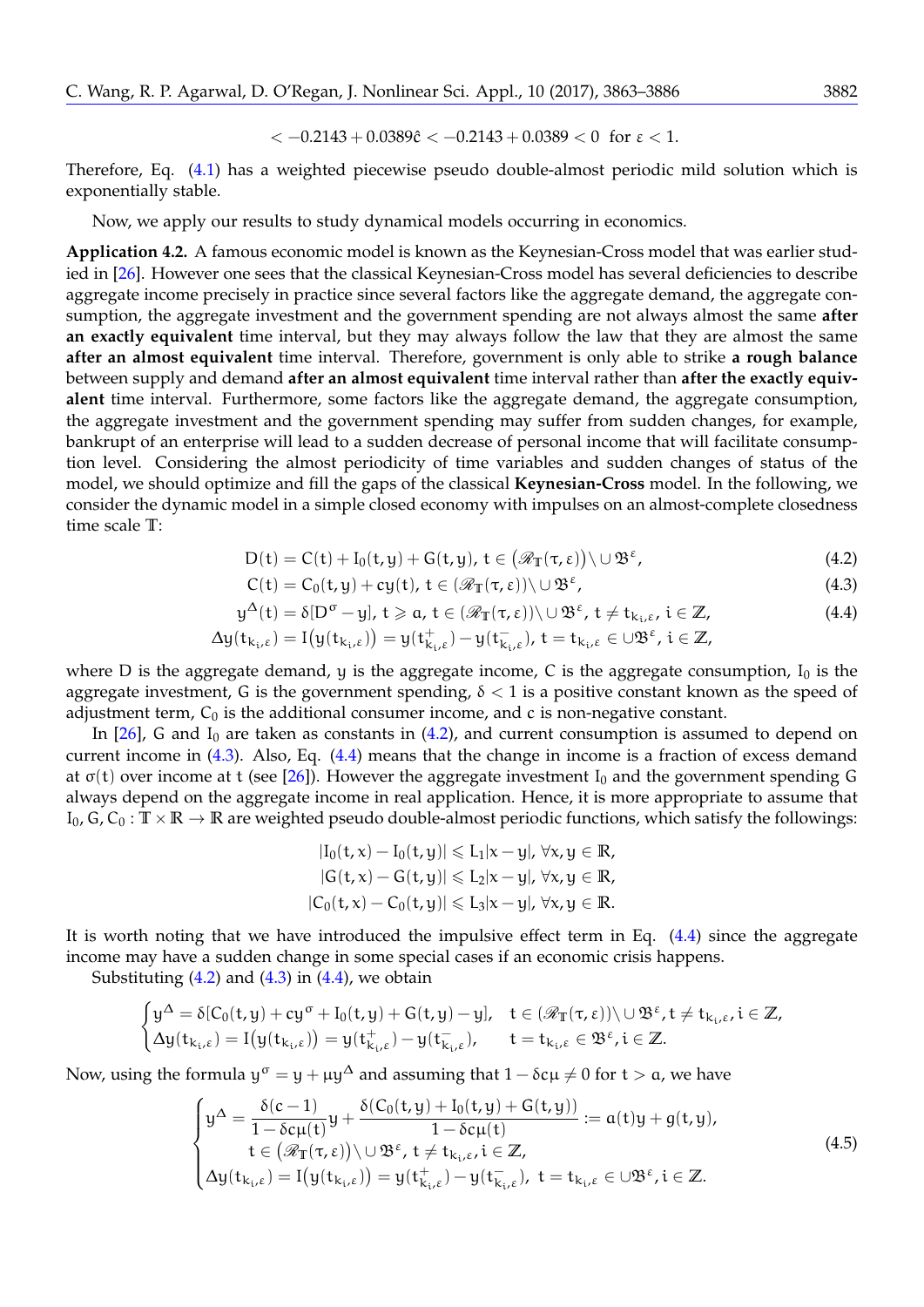$$< -0.2143 + 0.0389\hat{c} < -0.2143 + 0.0389 < 0 \;\text{ for } \varepsilon < 1.$$

Therefore, Eq. (4.1) has a weighted piecewise pseudo double-almost periodic mild solution which is exponentially stable.

Now, we apply our results to study dynamical models occurring in economics.

**Application 4.2.** A famous economic model is known as the Keynesian-Cross model that was earlier studied in [26]. However one sees that the classical Keynesian-Cross model has several deficiencies to describe aggregate income precisely in practice since several factors like the aggregate demand, the aggregate consumption, the aggregate investment and the government spending are not always almost the same **after an exactly equivalent** time interval, but they may always follow the law that they are almost the same **after an almost equivalent** time interval. Therefore, government is only able to strike **a rough balance** between supply and demand **after an almost equivalent** time interval rather than **after the exactly equivalent** time interval. Furthermore, some factors like the aggregate demand, the aggregate consumption, the aggregate investment and the government spending may suffer from sudden changes, for example, bankrupt of an enterprise will lead to a sudden decrease of personal income that will facilitate consumption level. Considering the almost periodicity of time variables and sudden changes of status of the model, we should optimize and fill the gaps of the classical **Keynesian-Cross** model. In the following, we consider the dynamic model in a simple closed economy with impulses on an almost-complete closedness time scale $\mathbb{T}$:

$$D(t) = C(t) + I_0(t,y) + G(t,y),\ t \in \big(\mathscr{R}_{\mathbb{T}}(\tau,\varepsilon)\big)\setminus \cup \mathfrak{B}^{\varepsilon}, \tag{4.2}$$

$$C(t) = C_0(t,y) + cy(t),\ t \in (\mathscr{R}_{\mathbb{T}}(\tau,\varepsilon))\setminus \cup \mathfrak{B}^{\varepsilon}, \tag{4.3}$$

$$y^{\Delta}(t) = \delta[D^{\sigma} - y],\ t \geqslant a,\ t \in (\mathscr{R}_{\mathbb{T}}(\tau,\varepsilon))\setminus \cup \mathfrak{B}^{\varepsilon},\ t \neq t_{k_i,\varepsilon},\ i \in \mathbb{Z}, \tag{4.4}$$

$$\Delta y(t_{k_i,\varepsilon}) = I\big(y(t_{k_i,\varepsilon})\big) = y(t^{+}_{k_i,\varepsilon}) - y(t^{-}_{k_i,\varepsilon}),\ t = t_{k_i,\varepsilon} \in \cup \mathfrak{B}^{\varepsilon},\ i \in \mathbb{Z},$$

where $D$ is the aggregate demand, $y$ is the aggregate income, $C$ is the aggregate consumption, $I_0$ is the aggregate investment, $G$ is the government spending, $\delta < 1$ is a positive constant known as the speed of adjustment term, $C_0$ is the additional consumer income, and $c$ is non-negative constant.

In [26], $G$ and $I_0$ are taken as constants in (4.2), and current consumption is assumed to depend on current income in (4.3). Also, Eq. (4.4) means that the change in income is a fraction of excess demand at $\sigma(t)$ over income at $t$ (see [26]). However the aggregate investment $I_0$ and the government spending $G$ always depend on the aggregate income in real application. Hence, it is more appropriate to assume that $I_0, G, C_0 : \mathbb{T} \times \mathbb{R} \to \mathbb{R}$ are weighted pseudo double-almost periodic functions, which satisfy the followings:

$$|I_0(t,x) - I_0(t,y)| \leqslant L_1|x-y|,\ \forall x,y \in \mathbb{R},$$
$$|G(t,x) - G(t,y)| \leqslant L_2|x-y|,\ \forall x,y \in \mathbb{R},$$
$$|C_0(t,x) - C_0(t,y)| \leqslant L_3|x-y|,\ \forall x,y \in \mathbb{R}.$$

It is worth noting that we have introduced the impulsive effect term in Eq. (4.4) since the aggregate income may have a sudden change in some special cases if an economic crisis happens.

Substituting (4.2) and (4.3) in (4.4), we obtain

$$\begin{cases} y^{\Delta} = \delta[C_0(t,y) + cy^{\sigma} + I_0(t,y) + G(t,y) - y], & t \in (\mathscr{R}_{\mathbb{T}}(\tau,\varepsilon))\setminus \cup \mathfrak{B}^{\varepsilon}, t \neq t_{k_i,\varepsilon}, i \in \mathbb{Z}, \\ \Delta y(t_{k_i,\varepsilon}) = I\big(y(t_{k_i,\varepsilon})\big) = y(t^{+}_{k_i,\varepsilon}) - y(t^{-}_{k_i,\varepsilon}), & t = t_{k_i,\varepsilon} \in \mathfrak{B}^{\varepsilon}, i \in \mathbb{Z}. \end{cases}$$

Now, using the formula $y^{\sigma} = y + \mu y^{\Delta}$ and assuming that $1 - \delta c \mu \neq 0$ for $t > a$, we have

$$\begin{cases} y^{\Delta} = \dfrac{\delta(c-1)}{1-\delta c\mu(t)} y + \dfrac{\delta(C_0(t,y) + I_0(t,y) + G(t,y))}{1-\delta c\mu(t)} := a(t)y + g(t,y), \\ \qquad t \in \big(\mathscr{R}_{\mathbb{T}}(\tau,\varepsilon)\big)\setminus \cup \mathfrak{B}^{\varepsilon},\ t \neq t_{k_i,\varepsilon}, i \in \mathbb{Z}, \\ \Delta y(t_{k_i,\varepsilon}) = I\big(y(t_{k_i,\varepsilon})\big) = y(t^{+}_{k_i,\varepsilon}) - y(t^{-}_{k_i,\varepsilon}),\ t = t_{k_i,\varepsilon} \in \cup \mathfrak{B}^{\varepsilon}, i \in \mathbb{Z}. \end{cases} \tag{4.5}$$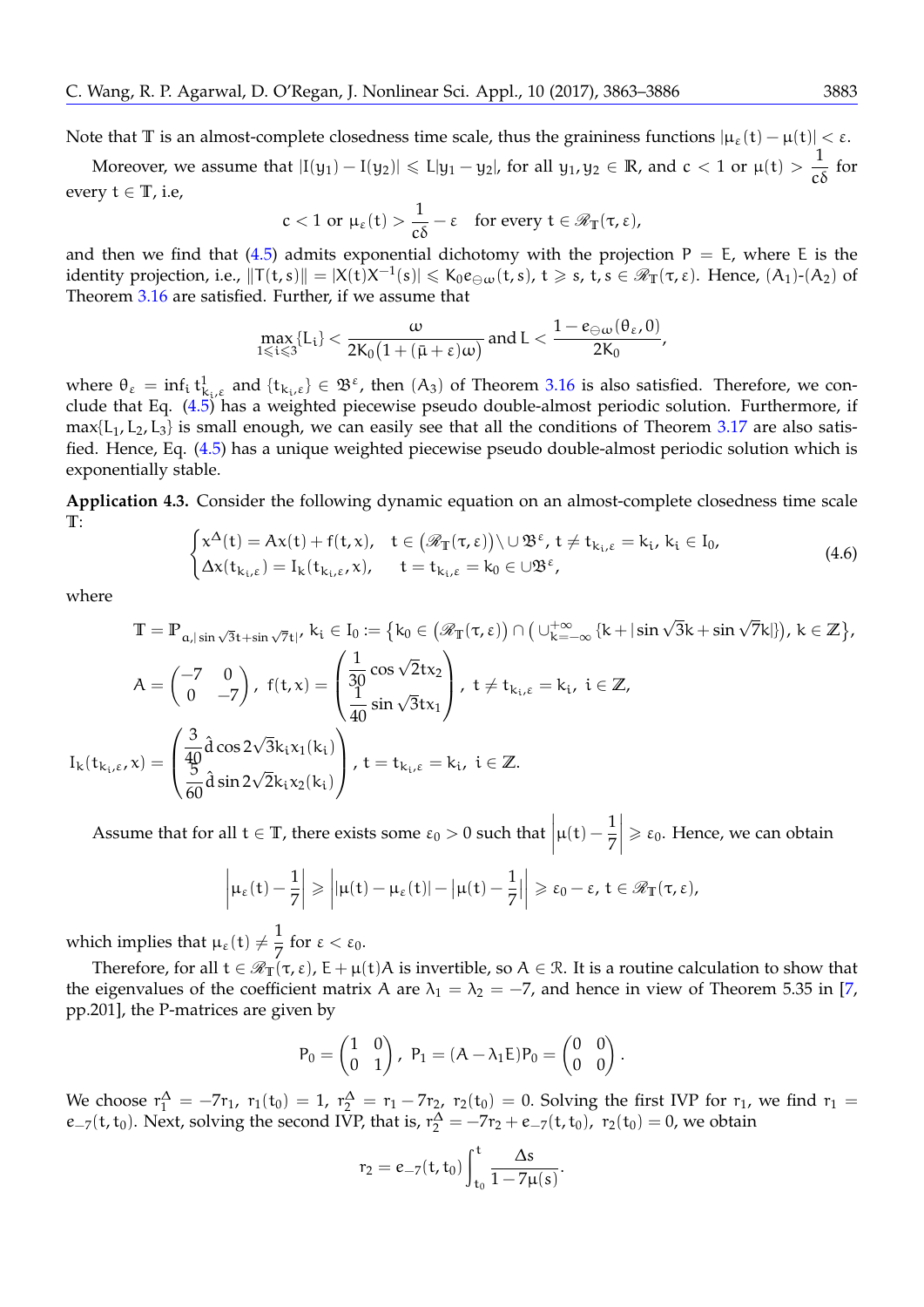Note that $\mathbb{T}$ is an almost-complete closedness time scale, thus the graininess functions $|\mu_\varepsilon(t) - \mu(t)| < \varepsilon$.

Moreover, we assume that $|I(y_1) - I(y_2)| \leqslant L|y_1 - y_2|$, for all $y_1, y_2 \in \mathbb{R}$, and $c < 1$ or $\mu(t) > \dfrac{1}{c\delta}$ for every $t \in \mathbb{T}$, i.e,

$$c < 1 \text{ or } \mu_\varepsilon(t) > \frac{1}{c\delta} - \varepsilon \quad \text{for every } t \in \mathscr{R}_{\mathbb{T}}(\tau, \varepsilon),$$

and then we find that (4.5) admits exponential dichotomy with the projection $P = E$, where $E$ is the identity projection, i.e., $\|T(t,s)\| = |X(t)X^{-1}(s)| \leqslant K_0 e_{\ominus\omega}(t,s)$, $t \geqslant s$, $t, s \in \mathscr{R}_{\mathbb{T}}(\tau, \varepsilon)$. Hence, $(A_1)$-$(A_2)$ of Theorem 3.16 are satisfied. Further, if we assume that

$$\max_{1 \leqslant i \leqslant 3}\{L_i\} < \frac{\omega}{2K_0\big(1 + (\bar{\mu} + \varepsilon)\omega\big)} \text{ and } L < \frac{1 - e_{\ominus\omega}(\theta_\varepsilon, 0)}{2K_0},$$

where $\theta_\varepsilon = \inf_i t^1_{k_i,\varepsilon}$ and $\{t_{k_i,\varepsilon}\} \in \mathfrak{B}^\varepsilon$, then $(A_3)$ of Theorem 3.16 is also satisfied. Therefore, we conclude that Eq. (4.5) has a weighted piecewise pseudo double-almost periodic solution. Furthermore, if $\max\{L_1, L_2, L_3\}$ is small enough, we can easily see that all the conditions of Theorem 3.17 are also satisfied. Hence, Eq. (4.5) has a unique weighted piecewise pseudo double-almost periodic solution which is exponentially stable.

**Application 4.3.** Consider the following dynamic equation on an almost-complete closedness time scale $\mathbb{T}$:

$$\begin{cases} x^\Delta(t) = Ax(t) + f(t,x), & t \in \big(\mathscr{R}_{\mathbb{T}}(\tau,\varepsilon)\big) \setminus \cup \mathfrak{B}^\varepsilon,\ t \neq t_{k_i,\varepsilon} = k_i,\ k_i \in I_0, \\ \Delta x(t_{k_i,\varepsilon}) = I_k(t_{k_i,\varepsilon}, x), & t = t_{k_i,\varepsilon} = k_0 \in \cup \mathfrak{B}^\varepsilon, \end{cases} \tag{4.6}$$

where

$$\mathbb{T} = \mathbb{P}_{a, |\sin\sqrt{3}t + \sin\sqrt{7}t|},\ k_i \in I_0 := \big\{k_0 \in \big(\mathscr{R}_{\mathbb{T}}(\tau,\varepsilon)\big) \cap \big(\cup_{k=-\infty}^{+\infty}\{k + |\sin\sqrt{3}k + \sin\sqrt{7}k|\}\big),\ k \in \mathbb{Z}\big\},$$

$$A = \begin{pmatrix} -7 & 0 \\ 0 & -7 \end{pmatrix},\ f(t,x) = \begin{pmatrix} \dfrac{1}{30}\cos\sqrt{2}tx_2 \\ \dfrac{1}{40}\sin\sqrt{3}tx_1 \end{pmatrix},\ t \neq t_{k_i,\varepsilon} = k_i,\ i \in \mathbb{Z},$$

$$I_k(t_{k_i,\varepsilon}, x) = \begin{pmatrix} \dfrac{3}{40}\hat{d}\cos 2\sqrt{3}k_i x_1(k_i) \\ \dfrac{5}{60}\hat{d}\sin 2\sqrt{2}k_i x_2(k_i) \end{pmatrix},\ t = t_{k_i,\varepsilon} = k_i,\ i \in \mathbb{Z}.$$

Assume that for all $t \in \mathbb{T}$, there exists some $\varepsilon_0 > 0$ such that $\left|\mu(t) - \dfrac{1}{7}\right| \geqslant \varepsilon_0$. Hence, we can obtain

$$\left|\mu_\varepsilon(t) - \frac{1}{7}\right| \geqslant \left||\mu(t) - \mu_\varepsilon(t)| - \left|\mu(t) - \frac{1}{7}\right|\right| \geqslant \varepsilon_0 - \varepsilon,\ t \in \mathscr{R}_{\mathbb{T}}(\tau,\varepsilon),$$

which implies that $\mu_\varepsilon(t) \neq \dfrac{1}{7}$ for $\varepsilon < \varepsilon_0$.

Therefore, for all $t \in \mathscr{R}_{\mathbb{T}}(\tau,\varepsilon)$, $E + \mu(t)A$ is invertible, so $A \in \mathcal{R}$. It is a routine calculation to show that the eigenvalues of the coefficient matrix $A$ are $\lambda_1 = \lambda_2 = -7$, and hence in view of Theorem 5.35 in [7, pp.201], the P-matrices are given by

$$P_0 = \begin{pmatrix} 1 & 0 \\ 0 & 1 \end{pmatrix},\ P_1 = (A - \lambda_1 E)P_0 = \begin{pmatrix} 0 & 0 \\ 0 & 0 \end{pmatrix}.$$

We choose $r_1^\Delta = -7r_1$, $r_1(t_0) = 1$, $r_2^\Delta = r_1 - 7r_2$, $r_2(t_0) = 0$. Solving the first IVP for $r_1$, we find $r_1 = e_{-7}(t,t_0)$. Next, solving the second IVP, that is, $r_2^\Delta = -7r_2 + e_{-7}(t,t_0)$, $r_2(t_0) = 0$, we obtain

$$r_2 = e_{-7}(t,t_0)\int_{t_0}^t \frac{\Delta s}{1 - 7\mu(s)}.$$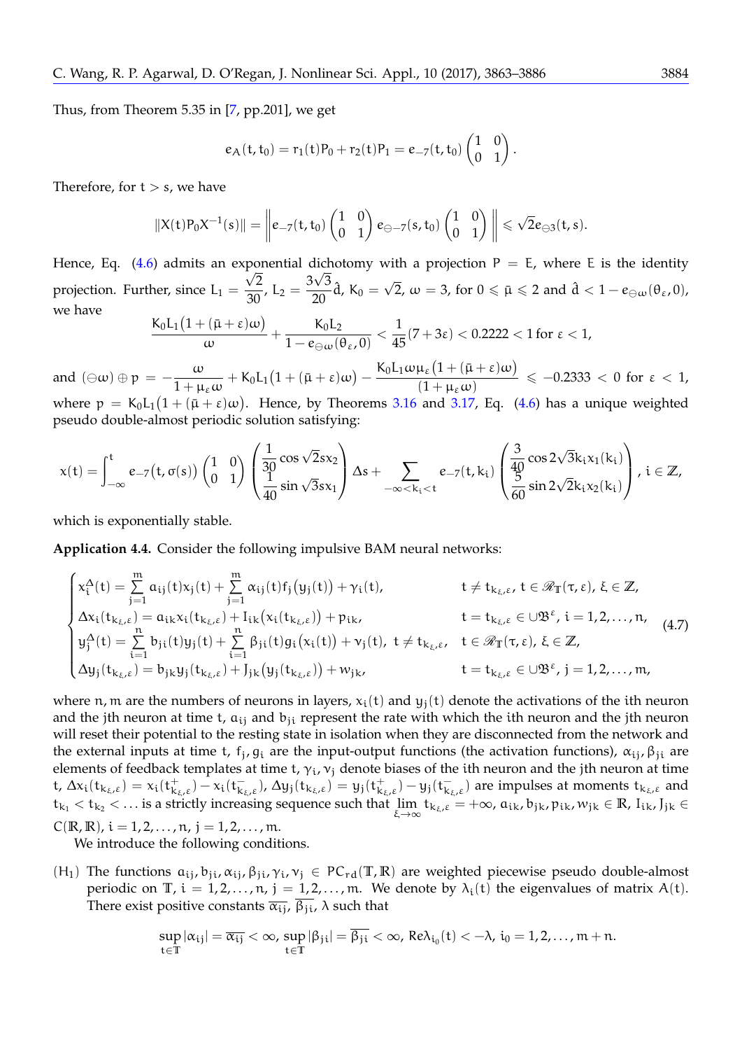Thus, from Theorem 5.35 in [7, pp.201], we get

$$e_A(t,t_0) = r_1(t)P_0 + r_2(t)P_1 = e_{-7}(t,t_0)\begin{pmatrix}1 & 0\\ 0 & 1\end{pmatrix}.$$

Therefore, for $t > s$, we have

$$\|X(t)P_0X^{-1}(s)\| = \left\| e_{-7}(t,t_0)\begin{pmatrix}1 & 0\\ 0 & 1\end{pmatrix} e_{\ominus -7}(s,t_0)\begin{pmatrix}1 & 0\\ 0 & 1\end{pmatrix}\right\| \leqslant \sqrt{2}e_{\ominus 3}(t,s).$$

Hence, Eq. (4.6) admits an exponential dichotomy with a projection $P = E$, where $E$ is the identity projection. Further, since $L_1 = \dfrac{\sqrt{2}}{30}$, $L_2 = \dfrac{3\sqrt{3}}{20}\hat{d}$, $K_0 = \sqrt{2}$, $\omega = 3$, for $0 \leqslant \bar{\mu} \leqslant 2$ and $\hat{d} < 1 - e_{\ominus\omega}(\theta_\varepsilon, 0)$, we have

$$\frac{K_0L_1\big(1 + (\bar{\mu}+\varepsilon)\omega\big)}{\omega} + \frac{K_0L_2}{1 - e_{\ominus\omega}(\theta_\varepsilon,0)} < \frac{1}{45}(7+3\varepsilon) < 0.2222 < 1 \text{ for } \varepsilon < 1,$$

and $(\ominus\omega)\oplus p = -\dfrac{\omega}{1+\mu_\varepsilon\omega} + K_0L_1\big(1+(\bar{\mu}+\varepsilon)\omega\big) - \dfrac{K_0L_1\omega\mu_\varepsilon\big(1+(\bar{\mu}+\varepsilon)\omega\big)}{(1+\mu_\varepsilon\omega)} \leqslant -0.2333 < 0$ for $\varepsilon < 1$, where $p = K_0L_1\big(1+(\bar{\mu}+\varepsilon)\omega\big)$. Hence, by Theorems 3.16 and 3.17, Eq. (4.6) has a unique weighted pseudo double-almost periodic solution satisfying:

$$x(t) = \int_{-\infty}^{t} e_{-7}\big(t,\sigma(s)\big)\begin{pmatrix}1 & 0\\ 0 & 1\end{pmatrix}\begin{pmatrix}\frac{1}{30}\cos\sqrt{2}sx_2\\ \frac{1}{40}\sin\sqrt{3}sx_1\end{pmatrix}\Delta s + \sum_{-\infty<k_i<t} e_{-7}(t,k_i)\begin{pmatrix}\frac{3}{40}\cos 2\sqrt{3}k_ix_1(k_i)\\ \frac{5}{60}\sin 2\sqrt{2}k_ix_2(k_i)\end{pmatrix},\ i \in \mathbb{Z},$$

which is exponentially stable.

**Application 4.4.** Consider the following impulsive BAM neural networks:

$$\begin{cases} x_i^\Delta(t) = \sum\limits_{j=1}^{m} a_{ij}(t)x_j(t) + \sum\limits_{j=1}^{m}\alpha_{ij}(t)f_j\big(y_j(t)\big) + \gamma_i(t), & t \neq t_{k_\xi,\varepsilon},\ t \in \mathscr{R}_{\mathbb{T}}(\tau,\varepsilon),\ \xi \in \mathbb{Z},\\ \Delta x_i(t_{k_\xi,\varepsilon}) = a_{ik}x_i(t_{k_\xi,\varepsilon}) + I_{ik}\big(x_i(t_{k_\xi,\varepsilon})\big) + p_{ik}, & t = t_{k_\xi,\varepsilon} \in \cup\mathfrak{B}^\varepsilon,\ i = 1,2,\ldots,n,\\ y_j^\Delta(t) = \sum\limits_{i=1}^{n} b_{ji}(t)y_j(t) + \sum\limits_{i=1}^{n}\beta_{ji}(t)g_i\big(x_i(t)\big) + \nu_j(t),\ t \neq t_{k_\xi,\varepsilon}, & t \in \mathscr{R}_{\mathbb{T}}(\tau,\varepsilon),\ \xi \in \mathbb{Z},\\ \Delta y_j(t_{k_\xi,\varepsilon}) = b_{jk}y_j(t_{k_\xi,\varepsilon}) + J_{jk}\big(y_j(t_{k_\xi,\varepsilon})\big) + w_{jk}, & t = t_{k_\xi,\varepsilon} \in \cup\mathfrak{B}^\varepsilon,\ j = 1,2,\ldots,m, \end{cases} \tag{4.7}$$

where $n, m$ are the numbers of neurons in layers, $x_i(t)$ and $y_j(t)$ denote the activations of the ith neuron and the jth neuron at time $t$, $a_{ij}$ and $b_{ji}$ represent the rate with which the ith neuron and the jth neuron will reset their potential to the resting state in isolation when they are disconnected from the network and the external inputs at time $t$, $f_j, g_i$ are the input-output functions (the activation functions), $\alpha_{ij}, \beta_{ji}$ are elements of feedback templates at time $t$, $\gamma_i, \nu_j$ denote biases of the ith neuron and the jth neuron at time $t$, $\Delta x_i(t_{k_\xi,\varepsilon}) = x_i(t^+_{k_\xi,\varepsilon}) - x_i(t^-_{k_\xi,\varepsilon})$, $\Delta y_j(t_{k_\xi,\varepsilon}) = y_j(t^+_{k_\xi,\varepsilon}) - y_j(t^-_{k_\xi,\varepsilon})$ are impulses at moments $t_{k_\xi,\varepsilon}$ and $t_{k_1} < t_{k_2} < \ldots$ is a strictly increasing sequence such that $\lim\limits_{\xi\to\infty} t_{k_\xi,\varepsilon} = +\infty$, $a_{ik}, b_{jk}, p_{ik}, w_{jk} \in \mathbb{R}$, $I_{ik}, J_{jk} \in C(\mathbb{R},\mathbb{R})$, $i = 1,2,\ldots,n$, $j = 1,2,\ldots,m$.

We introduce the following conditions.

($H_1$) The functions $a_{ij}, b_{ji}, \alpha_{ij}, \beta_{ji}, \gamma_i, \nu_j \in PC_{rd}(\mathbb{T},\mathbb{R})$ are weighted piecewise pseudo double-almost periodic on $\mathbb{T}$, $i = 1,2,\ldots,n$, $j = 1,2,\ldots,m$. We denote by $\lambda_i(t)$ the eigenvalues of matrix $A(t)$. There exist positive constants $\overline{\alpha_{ij}}$, $\overline{\beta_{ji}}$, $\lambda$ such that

$$\sup_{t\in\mathbb{T}}|\alpha_{ij}| = \overline{\alpha_{ij}} < \infty,\ \sup_{t\in\mathbb{T}}|\beta_{ji}| = \overline{\beta_{ji}} < \infty,\ \mathrm{Re}\lambda_{i_0}(t) < -\lambda,\ i_0 = 1,2,\ldots,m+n.$$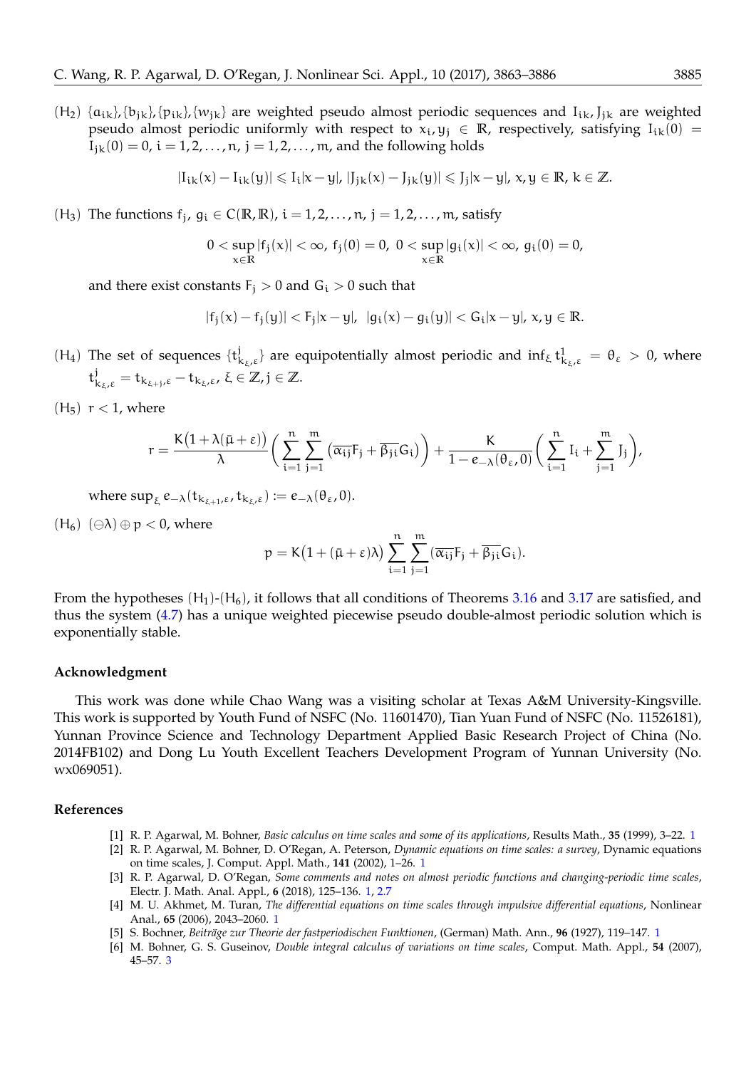($H_2$) $\{a_{ik}\}$,$\{b_{jk}\}$,$\{p_{ik}\}$,$\{w_{jk}\}$ are weighted pseudo almost periodic sequences and $I_{ik}, J_{jk}$ are weighted pseudo almost periodic uniformly with respect to $x_i, y_j \in \mathbb{R}$, respectively, satisfying $I_{ik}(0) = I_{jk}(0) = 0$, $i = 1, 2, \ldots, n$, $j = 1, 2, \ldots, m$, and the following holds

$$|I_{ik}(x) - I_{ik}(y)| \leqslant I_i|x - y|,\ |J_{jk}(x) - J_{jk}(y)| \leqslant J_j|x - y|,\ x, y \in \mathbb{R},\ k \in \mathbb{Z}.$$

($H_3$) The functions $f_j$, $g_i \in C(\mathbb{R}, \mathbb{R})$, $i = 1, 2, \ldots, n$, $j = 1, 2, \ldots, m$, satisfy

$$0 < \sup_{x\in\mathbb{R}} |f_j(x)| < \infty,\ f_j(0) = 0,\ 0 < \sup_{x\in\mathbb{R}} |g_i(x)| < \infty,\ g_i(0) = 0,$$

and there exist constants $F_j > 0$ and $G_i > 0$ such that

$$|f_j(x) - f_j(y)| < F_j|x - y|,\ \ |g_i(x) - g_i(y)| < G_i|x - y|,\ x, y \in \mathbb{R}.$$

($H_4$) The set of sequences $\{t^j_{k_\xi,\varepsilon}\}$ are equipotentially almost periodic and $\inf_\xi t^1_{k_\xi,\varepsilon} = \theta_\varepsilon > 0$, where $t^j_{k_\xi,\varepsilon} = t_{k_{\xi+j},\varepsilon} - t_{k_\xi,\varepsilon}$, $\xi \in \mathbb{Z}, j \in \mathbb{Z}$.

($H_5$) $r < 1$, where

$$r = \frac{K\big(1 + \lambda(\bar{\mu} + \varepsilon)\big)}{\lambda}\bigg(\sum_{i=1}^{n}\sum_{j=1}^{m}\big(\overline{\alpha_{ij}}F_j + \overline{\beta_{ji}}G_i\big)\bigg) + \frac{K}{1 - e_{-\lambda}(\theta_\varepsilon, 0)}\bigg(\sum_{i=1}^{n} I_i + \sum_{j=1}^{m} J_j\bigg),$$

where $\sup_\xi e_{-\lambda}(t_{k_{\xi+1},\varepsilon}, t_{k_\xi,\varepsilon}) := e_{-\lambda}(\theta_\varepsilon, 0)$.

($H_6$) $(\ominus\lambda) \oplus p < 0$, where

$$p = K\big(1 + (\bar{\mu} + \varepsilon)\lambda\big)\sum_{i=1}^{n}\sum_{j=1}^{m}(\overline{\alpha_{ij}}F_j + \overline{\beta_{ji}}G_i).$$

From the hypotheses ($H_1$)-($H_6$), it follows that all conditions of Theorems 3.16 and 3.17 are satisfied, and thus the system (4.7) has a unique weighted piecewise pseudo double-almost periodic solution which is exponentially stable.

## Acknowledgment

This work was done while Chao Wang was a visiting scholar at Texas A&M University-Kingsville. This work is supported by Youth Fund of NSFC (No. 11601470), Tian Yuan Fund of NSFC (No. 11526181), Yunnan Province Science and Technology Department Applied Basic Research Project of China (No. 2014FB102) and Dong Lu Youth Excellent Teachers Development Program of Yunnan University (No. wx069051).

## References

[1] R. P. Agarwal, M. Bohner, *Basic calculus on time scales and some of its applications*, Results Math., **35** (1999), 3–22. 1

[2] R. P. Agarwal, M. Bohner, D. O'Regan, A. Peterson, *Dynamic equations on time scales: a survey*, Dynamic equations on time scales, J. Comput. Appl. Math., **141** (2002), 1–26. 1

[3] R. P. Agarwal, D. O'Regan, *Some comments and notes on almost periodic functions and changing-periodic time scales*, Electr. J. Math. Anal. Appl., **6** (2018), 125–136. 1, 2.7

[4] M. U. Akhmet, M. Turan, *The differential equations on time scales through impulsive differential equations*, Nonlinear Anal., **65** (2006), 2043–2060. 1

[5] S. Bochner, *Beiträge zur Theorie der fastperiodischen Funktionen*, (German) Math. Ann., **96** (1927), 119–147. 1

[6] M. Bohner, G. S. Guseinov, *Double integral calculus of variations on time scales*, Comput. Math. Appl., **54** (2007), 45–57. 3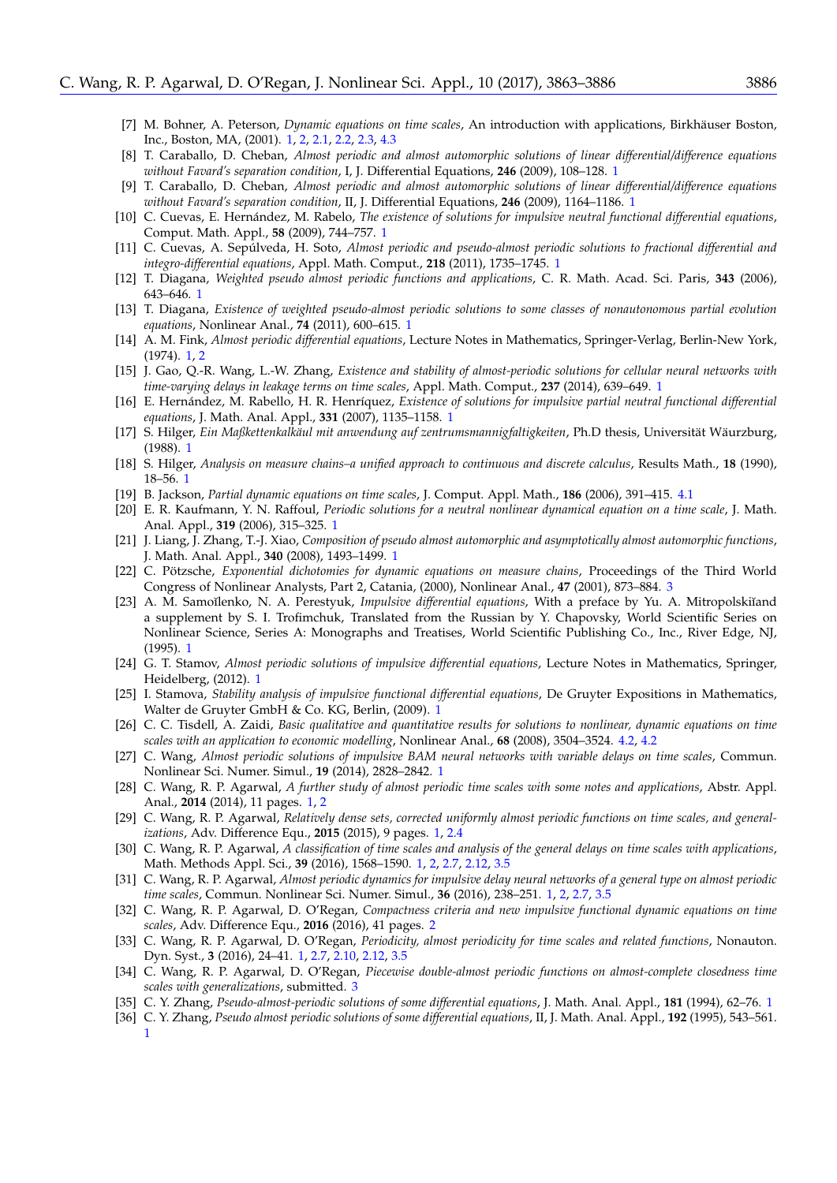[7] M. Bohner, A. Peterson, *Dynamic equations on time scales*, An introduction with applications, Birkhäuser Boston, Inc., Boston, MA, (2001). 1, 2, 2.1, 2.2, 2.3, 4.3

[8] T. Caraballo, D. Cheban, *Almost periodic and almost automorphic solutions of linear differential/difference equations without Favard's separation condition*, I, J. Differential Equations, **246** (2009), 108–128. 1

[9] T. Caraballo, D. Cheban, *Almost periodic and almost automorphic solutions of linear differential/difference equations without Favard's separation condition*, II, J. Differential Equations, **246** (2009), 1164–1186. 1

[10] C. Cuevas, E. Hernández, M. Rabelo, *The existence of solutions for impulsive neutral functional differential equations*, Comput. Math. Appl., **58** (2009), 744–757. 1

[11] C. Cuevas, A. Sepúlveda, H. Soto, *Almost periodic and pseudo-almost periodic solutions to fractional differential and integro-differential equations*, Appl. Math. Comput., **218** (2011), 1735–1745. 1

[12] T. Diagana, *Weighted pseudo almost periodic functions and applications*, C. R. Math. Acad. Sci. Paris, **343** (2006), 643–646. 1

[13] T. Diagana, *Existence of weighted pseudo-almost periodic solutions to some classes of nonautonomous partial evolution equations*, Nonlinear Anal., **74** (2011), 600–615. 1

[14] A. M. Fink, *Almost periodic differential equations*, Lecture Notes in Mathematics, Springer-Verlag, Berlin-New York, (1974). 1, 2

[15] J. Gao, Q.-R. Wang, L.-W. Zhang, *Existence and stability of almost-periodic solutions for cellular neural networks with time-varying delays in leakage terms on time scales*, Appl. Math. Comput., **237** (2014), 639–649. 1

[16] E. Hernández, M. Rabello, H. R. Henríquez, *Existence of solutions for impulsive partial neutral functional differential equations*, J. Math. Anal. Appl., **331** (2007), 1135–1158. 1

[17] S. Hilger, *Ein Maßkettenkalkäul mit anwendung auf zentrumsmannigfaltigkeiten*, Ph.D thesis, Universität Wäurzburg, (1988). 1

[18] S. Hilger, *Analysis on measure chains–a unified approach to continuous and discrete calculus*, Results Math., **18** (1990), 18–56. 1

[19] B. Jackson, *Partial dynamic equations on time scales*, J. Comput. Appl. Math., **186** (2006), 391–415. 4.1

[20] E. R. Kaufmann, Y. N. Raffoul, *Periodic solutions for a neutral nonlinear dynamical equation on a time scale*, J. Math. Anal. Appl., **319** (2006), 315–325. 1

[21] J. Liang, J. Zhang, T.-J. Xiao, *Composition of pseudo almost automorphic and asymptotically almost automorphic functions*, J. Math. Anal. Appl., **340** (2008), 1493–1499. 1

[22] C. Pötzsche, *Exponential dichotomies for dynamic equations on measure chains*, Proceedings of the Third World Congress of Nonlinear Analysts, Part 2, Catania, (2000), Nonlinear Anal., **47** (2001), 873–884. 3

[23] A. M. Samoĭlenko, N. A. Perestyuk, *Impulsive differential equations*, With a preface by Yu. A. Mitropolskiĭand a supplement by S. I. Trofimchuk, Translated from the Russian by Y. Chapovsky, World Scientific Series on Nonlinear Science, Series A: Monographs and Treatises, World Scientific Publishing Co., Inc., River Edge, NJ, (1995). 1

[24] G. T. Stamov, *Almost periodic solutions of impulsive differential equations*, Lecture Notes in Mathematics, Springer, Heidelberg, (2012). 1

[25] I. Stamova, *Stability analysis of impulsive functional differential equations*, De Gruyter Expositions in Mathematics, Walter de Gruyter GmbH & Co. KG, Berlin, (2009). 1

[26] C. C. Tisdell, A. Zaidi, *Basic qualitative and quantitative results for solutions to nonlinear, dynamic equations on time scales with an application to economic modelling*, Nonlinear Anal., **68** (2008), 3504–3524. 4.2, 4.2

[27] C. Wang, *Almost periodic solutions of impulsive BAM neural networks with variable delays on time scales*, Commun. Nonlinear Sci. Numer. Simul., **19** (2014), 2828–2842. 1

[28] C. Wang, R. P. Agarwal, *A further study of almost periodic time scales with some notes and applications*, Abstr. Appl. Anal., **2014** (2014), 11 pages. 1, 2

[29] C. Wang, R. P. Agarwal, *Relatively dense sets, corrected uniformly almost periodic functions on time scales, and generalizations*, Adv. Difference Equ., **2015** (2015), 9 pages. 1, 2.4

[30] C. Wang, R. P. Agarwal, *A classification of time scales and analysis of the general delays on time scales with applications*, Math. Methods Appl. Sci., **39** (2016), 1568–1590. 1, 2, 2.7, 2.12, 3.5

[31] C. Wang, R. P. Agarwal, *Almost periodic dynamics for impulsive delay neural networks of a general type on almost periodic time scales*, Commun. Nonlinear Sci. Numer. Simul., **36** (2016), 238–251. 1, 2, 2.7, 3.5

[32] C. Wang, R. P. Agarwal, D. O'Regan, *Compactness criteria and new impulsive functional dynamic equations on time scales*, Adv. Difference Equ., **2016** (2016), 41 pages. 2

[33] C. Wang, R. P. Agarwal, D. O'Regan, *Periodicity, almost periodicity for time scales and related functions*, Nonauton. Dyn. Syst., **3** (2016), 24–41. 1, 2.7, 2.10, 2.12, 3.5

[34] C. Wang, R. P. Agarwal, D. O'Regan, *Piecewise double-almost periodic functions on almost-complete closedness time scales with generalizations*, submitted. 3

[35] C. Y. Zhang, *Pseudo-almost-periodic solutions of some differential equations*, J. Math. Anal. Appl., **181** (1994), 62–76. 1

[36] C. Y. Zhang, *Pseudo almost periodic solutions of some differential equations*, II, J. Math. Anal. Appl., **192** (1995), 543–561. 1